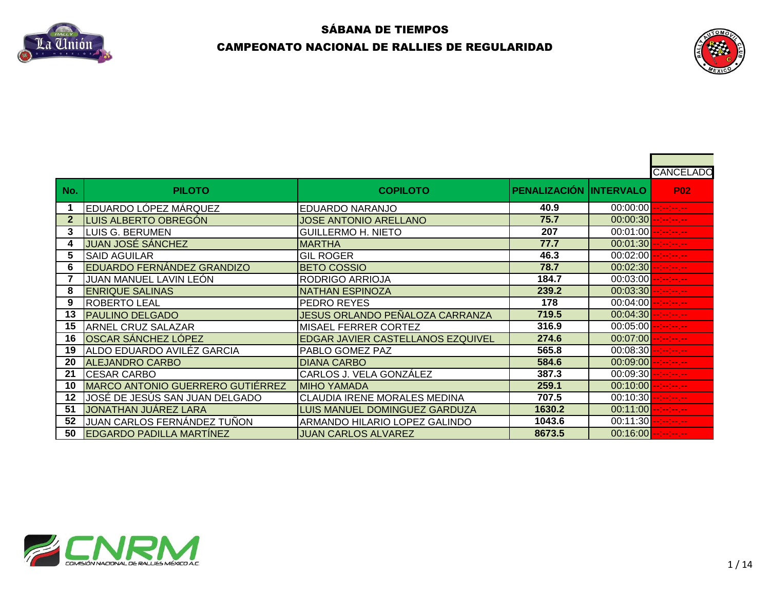# SÁBANA DE TIEMPOS

## CAMPEONATO NACIONAL DE RALLIES DE REGULARIDAD

| No. | PILOTO | COPILOTO | PENALIZACIÓN | INTERVALO | CANCELADO P02 |
|---|---|---|---|---|---|
| 1 | EDUARDO LÓPEZ MÁRQUEZ | EDUARDO NARANJO | 40.9 | 00:00:00 | --:--:--.-- |
| 2 | LUIS ALBERTO OBREGÓN | JOSE ANTONIO ARELLANO | 75.7 | 00:00:30 | --:--:--.-- |
| 3 | LUIS G. BERUMEN | GUILLERMO H. NIETO | 207 | 00:01:00 | --:--:--.-- |
| 4 | JUAN JOSÉ SÁNCHEZ | MARTHA | 77.7 | 00:01:30 | --:--:--.-- |
| 5 | SAID AGUILAR | GIL ROGER | 46.3 | 00:02:00 | --:--:--.-- |
| 6 | EDUARDO FERNÁNDEZ GRANDIZO | BETO COSSIO | 78.7 | 00:02:30 | --:--:--.-- |
| 7 | JUAN MANUEL LAVIN LEÓN | RODRIGO ARRIOJA | 184.7 | 00:03:00 | --:--:--.-- |
| 8 | ENRIQUE SALINAS | NATHAN ESPINOZA | 239.2 | 00:03:30 | --:--:--.-- |
| 9 | ROBERTO LEAL | PEDRO REYES | 178 | 00:04:00 | --:--:--.-- |
| 13 | PAULINO DELGADO | JESUS ORLANDO PEÑALOZA CARRANZA | 719.5 | 00:04:30 | --:--:--.-- |
| 15 | ARNEL CRUZ SALAZAR | MISAEL FERRER CORTEZ | 316.9 | 00:05:00 | --:--:--.-- |
| 16 | OSCAR SÁNCHEZ LÓPEZ | EDGAR JAVIER CASTELLANOS EZQUIVEL | 274.6 | 00:07:00 | --:--:--.-- |
| 19 | ALDO EDUARDO AVILÉZ GARCIA | PABLO GOMEZ PAZ | 565.8 | 00:08:30 | --:--:--.-- |
| 20 | ALEJANDRO CARBO | DIANA CARBO | 584.6 | 00:09:00 | --:--:--.-- |
| 21 | CESAR CARBO | CARLOS J. VELA GONZÁLEZ | 387.3 | 00:09:30 | --:--:--.-- |
| 10 | MARCO ANTONIO GUERRERO GUTIÉRREZ | MIHO YAMADA | 259.1 | 00:10:00 | --:--:--.-- |
| 12 | JOSÉ DE JESÚS SAN JUAN DELGADO | CLAUDIA IRENE MORALES MEDINA | 707.5 | 00:10:30 | --:--:--.-- |
| 51 | JONATHAN JUÁREZ LARA | LUIS MANUEL DOMINGUEZ GARDUZA | 1630.2 | 00:11:00 | --:--:--.-- |
| 52 | JUAN CARLOS FERNÁNDEZ TUÑON | ARMANDO HILARIO LOPEZ GALINDO | 1043.6 | 00:11:30 | --:--:--.-- |
| 50 | EDGARDO PADILLA MARTÍNEZ | JUAN CARLOS ALVAREZ | 8673.5 | 00:16:00 | --:--:--.-- |

CNRM COMISIÓN NACIONAL DE RALLIES MÉXICO A.C.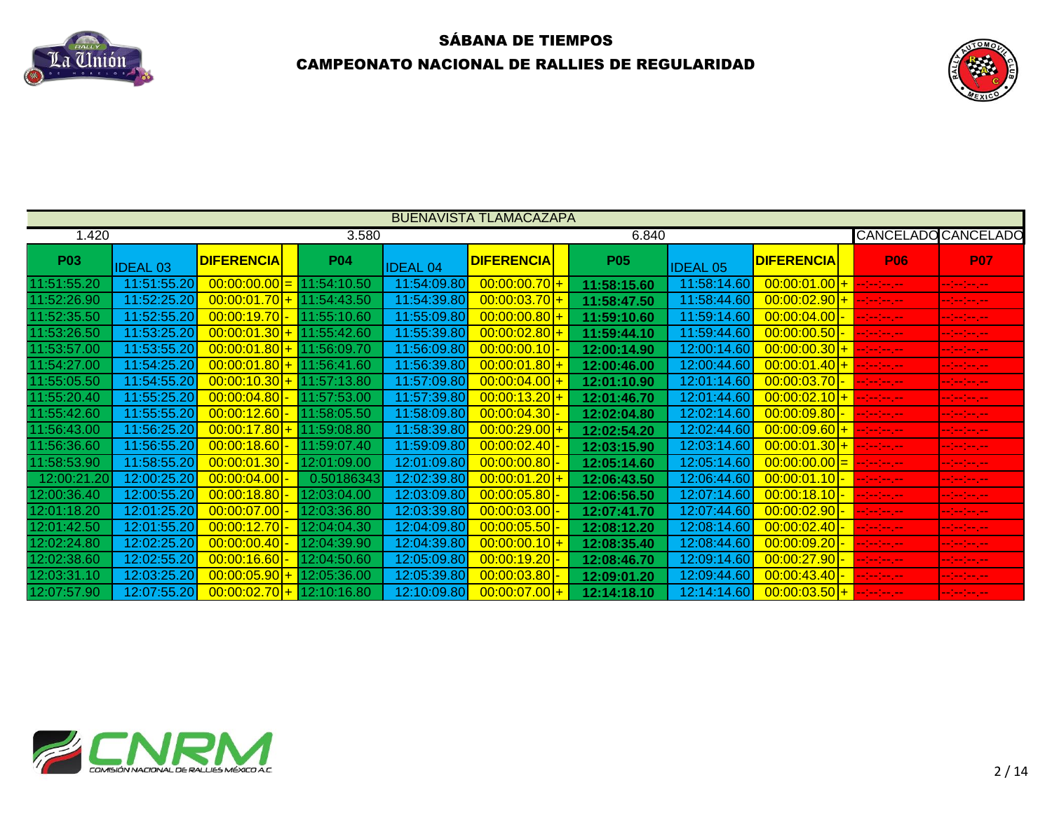## SÁBANA DE TIEMPOS

## CAMPEONATO NACIONAL DE RALLIES DE REGULARIDAD

| BUENAVISTA TLAMACAZAPA | | | | | | | | | | | | | | |
|---|---|---|---|---|---|---|---|---|---|---|---|---|---|---|
| 1.420 | | | | 3.580 | | | | 6.840 | | | | CANCELADO | CANCELADO |
| **P03** | IDEAL 03 | **DIFERENCIA** | | **P04** | IDEAL 04 | **DIFERENCIA** | | **P05** | IDEAL 05 | **DIFERENCIA** | | **P06** | **P07** |
| 11:51:55.20 | 11:51:55.20 | 00:00:00.00 | = | 11:54:10.50 | 11:54:09.80 | 00:00:00.70 | + | **11:58:15.60** | 11:58:14.60 | 00:00:01.00 | + | --:--:--.-- | --:--:--.-- |
| 11:52:26.90 | 11:52:25.20 | 00:00:01.70 | + | 11:54:43.50 | 11:54:39.80 | 00:00:03.70 | + | **11:58:47.50** | 11:58:44.60 | 00:00:02.90 | + | --:--:--.-- | --:--:--.-- |
| 11:52:35.50 | 11:52:55.20 | 00:00:19.70 | - | 11:55:10.60 | 11:55:09.80 | 00:00:00.80 | + | **11:59:10.60** | 11:59:14.60 | 00:00:04.00 | - | --:--:--.-- | --:--:--.-- |
| 11:53:26.50 | 11:53:25.20 | 00:00:01.30 | + | 11:55:42.60 | 11:55:39.80 | 00:00:02.80 | + | **11:59:44.10** | 11:59:44.60 | 00:00:00.50 | - | --:--:--.-- | --:--:--.-- |
| 11:53:57.00 | 11:53:55.20 | 00:00:01.80 | + | 11:56:09.70 | 11:56:09.80 | 00:00:00.10 | - | **12:00:14.90** | 12:00:14.60 | 00:00:00.30 | + | --:--:--.-- | --:--:--.-- |
| 11:54:27.00 | 11:54:25.20 | 00:00:01.80 | + | 11:56:41.60 | 11:56:39.80 | 00:00:01.80 | + | **12:00:46.00** | 12:00:44.60 | 00:00:01.40 | + | --:--:--.-- | --:--:--.-- |
| 11:55:05.50 | 11:54:55.20 | 00:00:10.30 | + | 11:57:13.80 | 11:57:09.80 | 00:00:04.00 | + | **12:01:10.90** | 12:01:14.60 | 00:00:03.70 | - | --:--:--.-- | --:--:--.-- |
| 11:55:20.40 | 11:55:25.20 | 00:00:04.80 | - | 11:57:53.00 | 11:57:39.80 | 00:00:13.20 | + | **12:01:46.70** | 12:01:44.60 | 00:00:02.10 | + | --:--:--.-- | --:--:--.-- |
| 11:55:42.60 | 11:55:55.20 | 00:00:12.60 | - | 11:58:05.50 | 11:58:09.80 | 00:00:04.30 | - | **12:02:04.80** | 12:02:14.60 | 00:00:09.80 | - | --:--:--.-- | --:--:--.-- |
| 11:56:43.00 | 11:56:25.20 | 00:00:17.80 | + | 11:59:08.80 | 11:58:39.80 | 00:00:29.00 | + | **12:02:54.20** | 12:02:44.60 | 00:00:09.60 | + | --:--:--.-- | --:--:--.-- |
| 11:56:36.60 | 11:56:55.20 | 00:00:18.60 | - | 11:59:07.40 | 11:59:09.80 | 00:00:02.40 | - | **12:03:15.90** | 12:03:14.60 | 00:00:01.30 | + | --:--:--.-- | --:--:--.-- |
| 11:58:53.90 | 11:58:55.20 | 00:00:01.30 | - | 12:01:09.00 | 12:01:09.80 | 00:00:00.80 | - | **12:05:14.60** | 12:05:14.60 | 00:00:00.00 | = | --:--:--.-- | --:--:--.-- |
| 12:00:21.20 | 12:00:25.20 | 00:00:04.00 | - | 0.50186343 | 12:02:39.80 | 00:00:01.20 | + | **12:06:43.50** | 12:06:44.60 | 00:00:01.10 | - | --:--:--.-- | --:--:--.-- |
| 12:00:36.40 | 12:00:55.20 | 00:00:18.80 | - | 12:03:04.00 | 12:03:09.80 | 00:00:05.80 | - | **12:06:56.50** | 12:07:14.60 | 00:00:18.10 | - | --:--:--.-- | --:--:--.-- |
| 12:01:18.20 | 12:01:25.20 | 00:00:07.00 | - | 12:03:36.80 | 12:03:39.80 | 00:00:03.00 | - | **12:07:41.70** | 12:07:44.60 | 00:00:02.90 | - | --:--:--.-- | --:--:--.-- |
| 12:01:42.50 | 12:01:55.20 | 00:00:12.70 | - | 12:04:04.30 | 12:04:09.80 | 00:00:05.50 | - | **12:08:12.20** | 12:08:14.60 | 00:00:02.40 | - | --:--:--.-- | --:--:--.-- |
| 12:02:24.80 | 12:02:25.20 | 00:00:00.40 | - | 12:04:39.90 | 12:04:39.80 | 00:00:00.10 | + | **12:08:35.40** | 12:08:44.60 | 00:00:09.20 | - | --:--:--.-- | --:--:--.-- |
| 12:02:38.60 | 12:02:55.20 | 00:00:16.60 | - | 12:04:50.60 | 12:05:09.80 | 00:00:19.20 | - | **12:08:46.70** | 12:09:14.60 | 00:00:27.90 | - | --:--:--.-- | --:--:--.-- |
| 12:03:31.10 | 12:03:25.20 | 00:00:05.90 | + | 12:05:36.00 | 12:05:39.80 | 00:00:03.80 | - | **12:09:01.20** | 12:09:44.60 | 00:00:43.40 | - | --:--:--.-- | --:--:--.-- |
| 12:07:57.90 | 12:07:55.20 | 00:00:02.70 | + | 12:10:16.80 | 12:10:09.80 | 00:00:07.00 | + | **12:14:18.10** | 12:14:14.60 | 00:00:03.50 | + | --:--:--.-- | --:--:--.-- |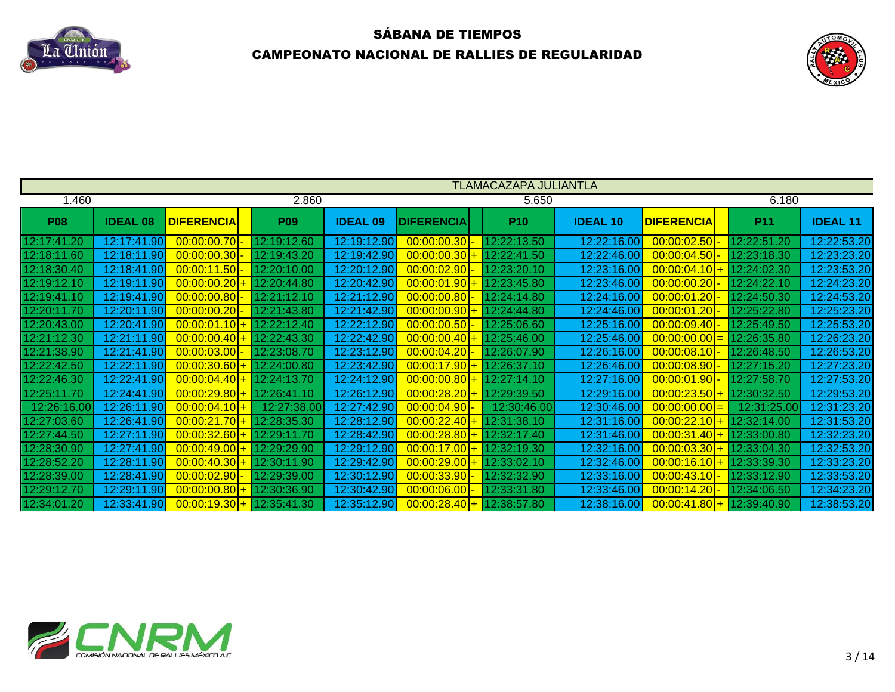## SÁBANA DE TIEMPOS

## CAMPEONATO NACIONAL DE RALLIES DE REGULARIDAD

| TLAMACAZAPA JULIANTLA | | | | | | | | | | | | | |
|---|---|---|---|---|---|---|---|---|---|---|---|---|---|
| 1.460 | | | | 2.860 | | | | 5.650 | | | | 6.180 | |
| **P08** | **IDEAL 08** | **DIFERENCIA** | | **P09** | **IDEAL 09** | **DIFERENCIA** | | **P10** | **IDEAL 10** | **DIFERENCIA** | | **P11** | **IDEAL 11** |
| 12:17:41.20 | 12:17:41.90 | 00:00:00.70 | - | 12:19:12.60 | 12:19:12.90 | 00:00:00.30 | - | 12:22:13.50 | 12:22:16.00 | 00:00:02.50 | - | 12:22:51.20 | 12:22:53.20 |
| 12:18:11.60 | 12:18:11.90 | 00:00:00.30 | - | 12:19:43.20 | 12:19:42.90 | 00:00:00.30 | + | 12:22:41.50 | 12:22:46.00 | 00:00:04.50 | - | 12:23:18.30 | 12:23:23.20 |
| 12:18:30.40 | 12:18:41.90 | 00:00:11.50 | - | 12:20:10.00 | 12:20:12.90 | 00:00:02.90 | - | 12:23:20.10 | 12:23:16.00 | 00:00:04.10 | + | 12:24:02.30 | 12:23:53.20 |
| 12:19:12.10 | 12:19:11.90 | 00:00:00.20 | + | 12:20:44.80 | 12:20:42.90 | 00:00:01.90 | + | 12:23:45.80 | 12:23:46.00 | 00:00:00.20 | - | 12:24:22.10 | 12:24:23.20 |
| 12:19:41.10 | 12:19:41.90 | 00:00:00.80 | - | 12:21:12.10 | 12:21:12.90 | 00:00:00.80 | - | 12:24:14.80 | 12:24:16.00 | 00:00:01.20 | - | 12:24:50.30 | 12:24:53.20 |
| 12:20:11.70 | 12:20:11.90 | 00:00:00.20 | - | 12:21:43.80 | 12:21:42.90 | 00:00:00.90 | + | 12:24:44.80 | 12:24:46.00 | 00:00:01.20 | - | 12:25:22.80 | 12:25:23.20 |
| 12:20:43.00 | 12:20:41.90 | 00:00:01.10 | + | 12:22:12.40 | 12:22:12.90 | 00:00:00.50 | - | 12:25:06.60 | 12:25:16.00 | 00:00:09.40 | - | 12:25:49.50 | 12:25:53.20 |
| 12:21:12.30 | 12:21:11.90 | 00:00:00.40 | + | 12:22:43.30 | 12:22:42.90 | 00:00:00.40 | + | 12:25:46.00 | 12:25:46.00 | 00:00:00.00 | = | 12:26:35.80 | 12:26:23.20 |
| 12:21:38.90 | 12:21:41.90 | 00:00:03.00 | - | 12:23:08.70 | 12:23:12.90 | 00:00:04.20 | - | 12:26:07.90 | 12:26:16.00 | 00:00:08.10 | - | 12:26:48.50 | 12:26:53.20 |
| 12:22:42.50 | 12:22:11.90 | 00:00:30.60 | + | 12:24:00.80 | 12:23:42.90 | 00:00:17.90 | + | 12:26:37.10 | 12:26:46.00 | 00:00:08.90 | - | 12:27:15.20 | 12:27:23.20 |
| 12:22:46.30 | 12:22:41.90 | 00:00:04.40 | + | 12:24:13.70 | 12:24:12.90 | 00:00:00.80 | + | 12:27:14.10 | 12:27:16.00 | 00:00:01.90 | - | 12:27:58.70 | 12:27:53.20 |
| 12:25:11.70 | 12:24:41.90 | 00:00:29.80 | + | 12:26:41.10 | 12:26:12.90 | 00:00:28.20 | + | 12:29:39.50 | 12:29:16.00 | 00:00:23.50 | + | 12:30:32.50 | 12:29:53.20 |
| 12:26:16.00 | 12:26:11.90 | 00:00:04.10 | + | 12:27:38.00 | 12:27:42.90 | 00:00:04.90 | - | 12:30:46.00 | 12:30:46.00 | 00:00:00.00 | = | 12:31:25.00 | 12:31:23.20 |
| 12:27:03.60 | 12:26:41.90 | 00:00:21.70 | + | 12:28:35.30 | 12:28:12.90 | 00:00:22.40 | + | 12:31:38.10 | 12:31:16.00 | 00:00:22.10 | + | 12:32:14.00 | 12:31:53.20 |
| 12:27:44.50 | 12:27:11.90 | 00:00:32.60 | + | 12:29:11.70 | 12:28:42.90 | 00:00:28.80 | + | 12:32:17.40 | 12:31:46.00 | 00:00:31.40 | + | 12:33:00.80 | 12:32:23.20 |
| 12:28:30.90 | 12:27:41.90 | 00:00:49.00 | + | 12:29:29.90 | 12:29:12.90 | 00:00:17.00 | + | 12:32:19.30 | 12:32:16.00 | 00:00:03.30 | + | 12:33:04.30 | 12:32:53.20 |
| 12:28:52.20 | 12:28:11.90 | 00:00:40.30 | + | 12:30:11.90 | 12:29:42.90 | 00:00:29.00 | + | 12:33:02.10 | 12:32:46.00 | 00:00:16.10 | + | 12:33:39.30 | 12:33:23.20 |
| 12:28:39.00 | 12:28:41.90 | 00:00:02.90 | - | 12:29:39.00 | 12:30:12.90 | 00:00:33.90 | - | 12:32:32.90 | 12:33:16.00 | 00:00:43.10 | - | 12:33:12.90 | 12:33:53.20 |
| 12:29:12.70 | 12:29:11.90 | 00:00:00.80 | + | 12:30:36.90 | 12:30:42.90 | 00:00:06.00 | - | 12:33:31.80 | 12:33:46.00 | 00:00:14.20 | - | 12:34:06.50 | 12:34:23.20 |
| 12:34:01.20 | 12:33:41.90 | 00:00:19.30 | + | 12:35:41.30 | 12:35:12.90 | 00:00:28.40 | + | 12:38:57.80 | 12:38:16.00 | 00:00:41.80 | + | 12:39:40.90 | 12:38:53.20 |

CNRM COMISIÓN NACIONAL DE RALLIES MÉXICO A.C.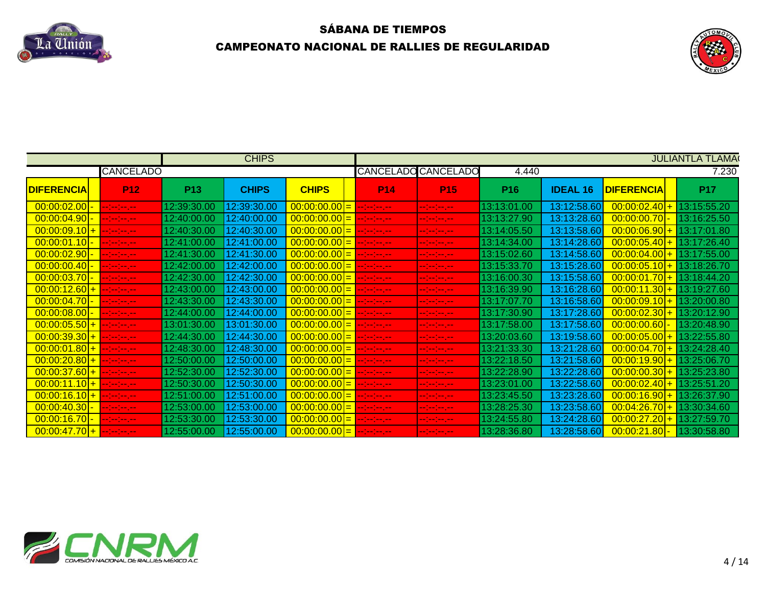## SÁBANA DE TIEMPOS

## CAMPEONATO NACIONAL DE RALLIES DE REGULARIDAD

| | | | | CHIPS | | | | | | | | | | JULIANTLA TLAMA( |
|---|---|---|---|---|---|---|---|---|---|---|---|---|---|---|
| | | CANCELADO | | | | | CANCELADO | CANCELADO | 4.440 | | | | | 7.230 |
| DIFERENCIA | | P12 | P13 | CHIPS | CHIPS | | P14 | P15 | P16 | IDEAL 16 | DIFERENCIA | | | P17 |
| 00:00:02.00 | - | --:--:--.-- | 12:39:30.00 | 12:39:30.00 | 00:00:00.00 | = | --:--:--.-- | --:--:--.-- | 13:13:01.00 | 13:12:58.60 | 00:00:02.40 | + | | 13:15:55.20 |
| 00:00:04.90 | - | --:--:--.-- | 12:40:00.00 | 12:40:00.00 | 00:00:00.00 | = | --:--:--.-- | --:--:--.-- | 13:13:27.90 | 13:13:28.60 | 00:00:00.70 | - | | 13:16:25.50 |
| 00:00:09.10 | + | --:--:--.-- | 12:40:30.00 | 12:40:30.00 | 00:00:00.00 | = | --:--:--.-- | --:--:--.-- | 13:14:05.50 | 13:13:58.60 | 00:00:06.90 | + | | 13:17:01.80 |
| 00:00:01.10 | - | --:--:--.-- | 12:41:00.00 | 12:41:00.00 | 00:00:00.00 | = | --:--:--.-- | --:--:--.-- | 13:14:34.00 | 13:14:28.60 | 00:00:05.40 | + | | 13:17:26.40 |
| 00:00:02.90 | - | --:--:--.-- | 12:41:30.00 | 12:41:30.00 | 00:00:00.00 | = | --:--:--.-- | --:--:--.-- | 13:15:02.60 | 13:14:58.60 | 00:00:04.00 | + | | 13:17:55.00 |
| 00:00:00.40 | - | --:--:--.-- | 12:42:00.00 | 12:42:00.00 | 00:00:00.00 | = | --:--:--.-- | --:--:--.-- | 13:15:33.70 | 13:15:28.60 | 00:00:05.10 | + | | 13:18:26.70 |
| 00:00:03.70 | - | --:--:--.-- | 12:42:30.00 | 12:42:30.00 | 00:00:00.00 | = | --:--:--.-- | --:--:--.-- | 13:16:00.30 | 13:15:58.60 | 00:00:01.70 | + | | 13:18:44.20 |
| 00:00:12.60 | + | --:--:--.-- | 12:43:00.00 | 12:43:00.00 | 00:00:00.00 | = | --:--:--.-- | --:--:--.-- | 13:16:39.90 | 13:16:28.60 | 00:00:11.30 | + | | 13:19:27.60 |
| 00:00:04.70 | - | --:--:--.-- | 12:43:30.00 | 12:43:30.00 | 00:00:00.00 | = | --:--:--.-- | --:--:--.-- | 13:17:07.70 | 13:16:58.60 | 00:00:09.10 | + | | 13:20:00.80 |
| 00:00:08.00 | - | --:--:--.-- | 12:44:00.00 | 12:44:00.00 | 00:00:00.00 | = | --:--:--.-- | --:--:--.-- | 13:17:30.90 | 13:17:28.60 | 00:00:02.30 | + | | 13:20:12.90 |
| 00:00:05.50 | + | --:--:--.-- | 13:01:30.00 | 13:01:30.00 | 00:00:00.00 | = | --:--:--.-- | --:--:--.-- | 13:17:58.00 | 13:17:58.60 | 00:00:00.60 | - | | 13:20:48.90 |
| 00:00:39.30 | + | --:--:--.-- | 12:44:30.00 | 12:44:30.00 | 00:00:00.00 | = | --:--:--.-- | --:--:--.-- | 13:20:03.60 | 13:19:58.60 | 00:00:05.00 | + | | 13:22:55.80 |
| 00:00:01.80 | + | --:--:--.-- | 12:48:30.00 | 12:48:30.00 | 00:00:00.00 | = | --:--:--.-- | --:--:--.-- | 13:21:33.30 | 13:21:28.60 | 00:00:04.70 | + | | 13:24:28.40 |
| 00:00:20.80 | + | --:--:--.-- | 12:50:00.00 | 12:50:00.00 | 00:00:00.00 | = | --:--:--.-- | --:--:--.-- | 13:22:18.50 | 13:21:58.60 | 00:00:19.90 | + | | 13:25:06.70 |
| 00:00:37.60 | + | --:--:--.-- | 12:52:30.00 | 12:52:30.00 | 00:00:00.00 | = | --:--:--.-- | --:--:--.-- | 13:22:28.90 | 13:22:28.60 | 00:00:00.30 | + | | 13:25:23.80 |
| 00:00:11.10 | + | --:--:--.-- | 12:50:30.00 | 12:50:30.00 | 00:00:00.00 | = | --:--:--.-- | --:--:--.-- | 13:23:01.00 | 13:22:58.60 | 00:00:02.40 | + | | 13:25:51.20 |
| 00:00:16.10 | + | --:--:--.-- | 12:51:00.00 | 12:51:00.00 | 00:00:00.00 | = | --:--:--.-- | --:--:--.-- | 13:23:45.50 | 13:23:28.60 | 00:00:16.90 | + | | 13:26:37.90 |
| 00:00:40.30 | - | --:--:--.-- | 12:53:00.00 | 12:53:00.00 | 00:00:00.00 | = | --:--:--.-- | --:--:--.-- | 13:28:25.30 | 13:23:58.60 | 00:04:26.70 | + | | 13:30:34.60 |
| 00:00:16.70 | - | --:--:--.-- | 12:53:30.00 | 12:53:30.00 | 00:00:00.00 | = | --:--:--.-- | --:--:--.-- | 13:24:55.80 | 13:24:28.60 | 00:00:27.20 | + | | 13:27:59.70 |
| 00:00:47.70 | + | --:--:--.-- | 12:55:00.00 | 12:55:00.00 | 00:00:00.00 | = | --:--:--.-- | --:--:--.-- | 13:28:36.80 | 13:28:58.60 | 00:00:21.80 | - | | 13:30:58.80 |

COMISIÓN NACIONAL DE RALLIES MÉXICO A.C.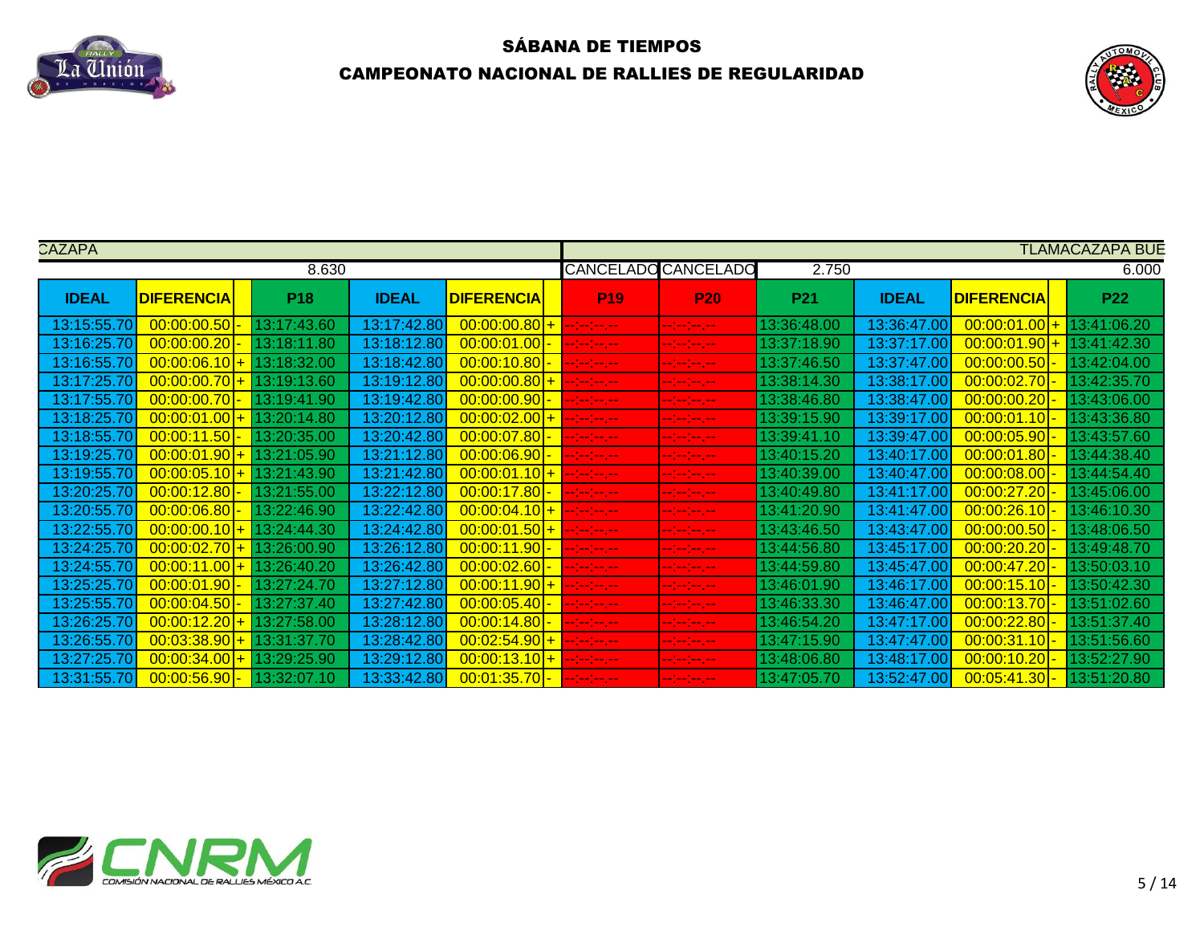## SÁBANA DE TIEMPOS

## CAMPEONATO NACIONAL DE RALLIES DE REGULARIDAD

| CAZAPA | | | | | | | | | | | | | TLAMACAZAPA BUE |
|---|---|---|---|---|---|---|---|---|---|---|---|---|---|
| | | | 8.630 | | | | CANCELADO | CANCELADO | 2.750 | | | | 6.000 |
| IDEAL | DIFERENCIA | | P18 | IDEAL | DIFERENCIA | | P19 | P20 | P21 | IDEAL | DIFERENCIA | | P22 |
| 13:15:55.70 | 00:00:00.50 | - | 13:17:43.60 | 13:17:42.80 | 00:00:00.80 | + | --:--:--.-- | --:--:--.-- | 13:36:48.00 | 13:36:47.00 | 00:00:01.00 | + | 13:41:06.20 |
| 13:16:25.70 | 00:00:00.20 | - | 13:18:11.80 | 13:18:12.80 | 00:00:01.00 | - | --:--:--.-- | --:--:--.-- | 13:37:18.90 | 13:37:17.00 | 00:00:01.90 | + | 13:41:42.30 |
| 13:16:55.70 | 00:00:06.10 | + | 13:18:32.00 | 13:18:42.80 | 00:00:10.80 | - | --:--:--.-- | --:--:--.-- | 13:37:46.50 | 13:37:47.00 | 00:00:00.50 | - | 13:42:04.00 |
| 13:17:25.70 | 00:00:00.70 | + | 13:19:13.60 | 13:19:12.80 | 00:00:00.80 | + | --:--:--.-- | --:--:--.-- | 13:38:14.30 | 13:38:17.00 | 00:00:02.70 | - | 13:42:35.70 |
| 13:17:55.70 | 00:00:00.70 | - | 13:19:41.90 | 13:19:42.80 | 00:00:00.90 | - | --:--:--.-- | --:--:--.-- | 13:38:46.80 | 13:38:47.00 | 00:00:00.20 | - | 13:43:06.00 |
| 13:18:25.70 | 00:00:01.00 | + | 13:20:14.80 | 13:20:12.80 | 00:00:02.00 | + | --:--:--.-- | --:--:--.-- | 13:39:15.90 | 13:39:17.00 | 00:00:01.10 | - | 13:43:36.80 |
| 13:18:55.70 | 00:00:11.50 | - | 13:20:35.00 | 13:20:42.80 | 00:00:07.80 | - | --:--:--.-- | --:--:--.-- | 13:39:41.10 | 13:39:47.00 | 00:00:05.90 | - | 13:43:57.60 |
| 13:19:25.70 | 00:00:01.90 | + | 13:21:05.90 | 13:21:12.80 | 00:00:06.90 | - | --:--:--.-- | --:--:--.-- | 13:40:15.20 | 13:40:17.00 | 00:00:01.80 | - | 13:44:38.40 |
| 13:19:55.70 | 00:00:05.10 | + | 13:21:43.90 | 13:21:42.80 | 00:00:01.10 | + | --:--:--.-- | --:--:--.-- | 13:40:39.00 | 13:40:47.00 | 00:00:08.00 | - | 13:44:54.40 |
| 13:20:25.70 | 00:00:12.80 | - | 13:21:55.00 | 13:22:12.80 | 00:00:17.80 | - | --:--:--.-- | --:--:--.-- | 13:40:49.80 | 13:41:17.00 | 00:00:27.20 | - | 13:45:06.00 |
| 13:20:55.70 | 00:00:06.80 | - | 13:22:46.90 | 13:22:42.80 | 00:00:04.10 | + | --:--:--.-- | --:--:--.-- | 13:41:20.90 | 13:41:47.00 | 00:00:26.10 | - | 13:46:10.30 |
| 13:22:55.70 | 00:00:00.10 | + | 13:24:44.30 | 13:24:42.80 | 00:00:01.50 | + | --:--:--.-- | --:--:--.-- | 13:43:46.50 | 13:43:47.00 | 00:00:00.50 | - | 13:48:06.50 |
| 13:24:25.70 | 00:00:02.70 | + | 13:26:00.90 | 13:26:12.80 | 00:00:11.90 | - | --:--:--.-- | --:--:--.-- | 13:44:56.80 | 13:45:17.00 | 00:00:20.20 | - | 13:49:48.70 |
| 13:24:55.70 | 00:00:11.00 | + | 13:26:40.20 | 13:26:42.80 | 00:00:02.60 | - | --:--:--.-- | --:--:--.-- | 13:44:59.80 | 13:45:47.00 | 00:00:47.20 | - | 13:50:03.10 |
| 13:25:25.70 | 00:00:01.90 | - | 13:27:24.70 | 13:27:12.80 | 00:00:11.90 | + | --:--:--.-- | --:--:--.-- | 13:46:01.90 | 13:46:17.00 | 00:00:15.10 | - | 13:50:42.30 |
| 13:25:55.70 | 00:00:04.50 | - | 13:27:37.40 | 13:27:42.80 | 00:00:05.40 | - | --:--:--.-- | --:--:--.-- | 13:46:33.30 | 13:46:47.00 | 00:00:13.70 | - | 13:51:02.60 |
| 13:26:25.70 | 00:00:12.20 | + | 13:27:58.00 | 13:28:12.80 | 00:00:14.80 | - | --:--:--.-- | --:--:--.-- | 13:46:54.20 | 13:47:17.00 | 00:00:22.80 | - | 13:51:37.40 |
| 13:26:55.70 | 00:03:38.90 | + | 13:31:37.70 | 13:28:42.80 | 00:02:54.90 | + | --:--:--.-- | --:--:--.-- | 13:47:15.90 | 13:47:47.00 | 00:00:31.10 | - | 13:51:56.60 |
| 13:27:25.70 | 00:00:34.00 | + | 13:29:25.90 | 13:29:12.80 | 00:00:13.10 | + | --:--:--.-- | --:--:--.-- | 13:48:06.80 | 13:48:17.00 | 00:00:10.20 | - | 13:52:27.90 |
| 13:31:55.70 | 00:00:56.90 | - | 13:32:07.10 | 13:33:42.80 | 00:01:35.70 | - | --:--:--.-- | --:--:--.-- | 13:47:05.70 | 13:52:47.00 | 00:05:41.30 | - | 13:51:20.80 |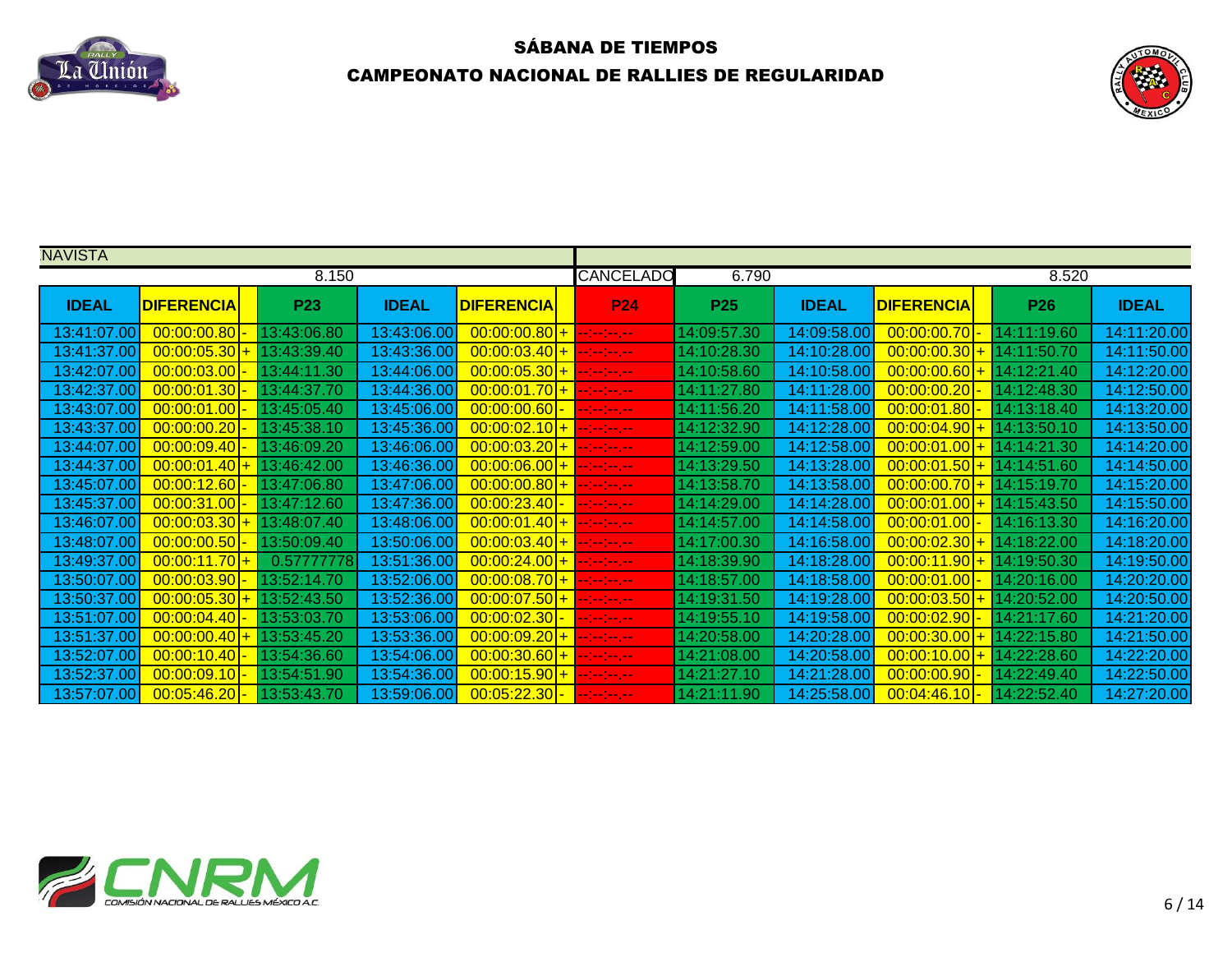## SÁBANA DE TIEMPOS

## CAMPEONATO NACIONAL DE RALLIES DE REGULARIDAD

| NAVISTA | | | | | | | | | | | | | |
|---|---|---|---|---|---|---|---|---|---|---|---|---|---|
| | | | 8.150 | | | | CANCELADO | 6.790 | | | | 8.520 | |
| **IDEAL** | **DIFERENCIA** | | **P23** | **IDEAL** | **DIFERENCIA** | | **P24** | **P25** | **IDEAL** | **DIFERENCIA** | | **P26** | **IDEAL** |
| 13:41:07.00 | 00:00:00.80 | - | 13:43:06.80 | 13:43:06.00 | 00:00:00.80 | + | --:--:--.-- | 14:09:57.30 | 14:09:58.00 | 00:00:00.70 | - | 14:11:19.60 | 14:11:20.00 |
| 13:41:37.00 | 00:00:05.30 | + | 13:43:39.40 | 13:43:36.00 | 00:00:03.40 | + | --:--:--.-- | 14:10:28.30 | 14:10:28.00 | 00:00:00.30 | + | 14:11:50.70 | 14:11:50.00 |
| 13:42:07.00 | 00:00:03.00 | - | 13:44:11.30 | 13:44:06.00 | 00:00:05.30 | + | --:--:--.-- | 14:10:58.60 | 14:10:58.00 | 00:00:00.60 | + | 14:12:21.40 | 14:12:20.00 |
| 13:42:37.00 | 00:00:01.30 | - | 13:44:37.70 | 13:44:36.00 | 00:00:01.70 | + | --:--:--.-- | 14:11:27.80 | 14:11:28.00 | 00:00:00.20 | - | 14:12:48.30 | 14:12:50.00 |
| 13:43:07.00 | 00:00:01.00 | - | 13:45:05.40 | 13:45:06.00 | 00:00:00.60 | - | --:--:--.-- | 14:11:56.20 | 14:11:58.00 | 00:00:01.80 | - | 14:13:18.40 | 14:13:20.00 |
| 13:43:37.00 | 00:00:00.20 | - | 13:45:38.10 | 13:45:36.00 | 00:00:02.10 | + | --:--:--.-- | 14:12:32.90 | 14:12:28.00 | 00:00:04.90 | + | 14:13:50.10 | 14:13:50.00 |
| 13:44:07.00 | 00:00:09.40 | - | 13:46:09.20 | 13:46:06.00 | 00:00:03.20 | + | --:--:--.-- | 14:12:59.00 | 14:12:58.00 | 00:00:01.00 | + | 14:14:21.30 | 14:14:20.00 |
| 13:44:37.00 | 00:00:01.40 | + | 13:46:42.00 | 13:46:36.00 | 00:00:06.00 | + | --:--:--.-- | 14:13:29.50 | 14:13:28.00 | 00:00:01.50 | + | 14:14:51.60 | 14:14:50.00 |
| 13:45:07.00 | 00:00:12.60 | - | 13:47:06.80 | 13:47:06.00 | 00:00:00.80 | + | --:--:--.-- | 14:13:58.70 | 14:13:58.00 | 00:00:00.70 | + | 14:15:19.70 | 14:15:20.00 |
| 13:45:37.00 | 00:00:31.00 | - | 13:47:12.60 | 13:47:36.00 | 00:00:23.40 | - | --:--:--.-- | 14:14:29.00 | 14:14:28.00 | 00:00:01.00 | + | 14:15:43.50 | 14:15:50.00 |
| 13:46:07.00 | 00:00:03.30 | + | 13:48:07.40 | 13:48:06.00 | 00:00:01.40 | + | --:--:--.-- | 14:14:57.00 | 14:14:58.00 | 00:00:01.00 | - | 14:16:13.30 | 14:16:20.00 |
| 13:48:07.00 | 00:00:00.50 | - | 13:50:09.40 | 13:50:06.00 | 00:00:03.40 | + | --:--:--.-- | 14:17:00.30 | 14:16:58.00 | 00:00:02.30 | + | 14:18:22.00 | 14:18:20.00 |
| 13:49:37.00 | 00:00:11.70 | + | 0.57777778 | 13:51:36.00 | 00:00:24.00 | + | --:--:--.-- | 14:18:39.90 | 14:18:28.00 | 00:00:11.90 | + | 14:19:50.30 | 14:19:50.00 |
| 13:50:07.00 | 00:00:03.90 | - | 13:52:14.70 | 13:52:06.00 | 00:00:08.70 | + | --:--:--.-- | 14:18:57.00 | 14:18:58.00 | 00:00:01.00 | - | 14:20:16.00 | 14:20:20.00 |
| 13:50:37.00 | 00:00:05.30 | + | 13:52:43.50 | 13:52:36.00 | 00:00:07.50 | + | --:--:--.-- | 14:19:31.50 | 14:19:28.00 | 00:00:03.50 | + | 14:20:52.00 | 14:20:50.00 |
| 13:51:07.00 | 00:00:04.40 | - | 13:53:03.70 | 13:53:06.00 | 00:00:02.30 | - | --:--:--.-- | 14:19:55.10 | 14:19:58.00 | 00:00:02.90 | - | 14:21:17.60 | 14:21:20.00 |
| 13:51:37.00 | 00:00:00.40 | + | 13:53:45.20 | 13:53:36.00 | 00:00:09.20 | + | --:--:--.-- | 14:20:58.00 | 14:20:28.00 | 00:00:30.00 | + | 14:22:15.80 | 14:21:50.00 |
| 13:52:07.00 | 00:00:10.40 | - | 13:54:36.60 | 13:54:06.00 | 00:00:30.60 | + | --:--:--.-- | 14:21:08.00 | 14:20:58.00 | 00:00:10.00 | + | 14:22:28.60 | 14:22:20.00 |
| 13:52:37.00 | 00:00:09.10 | - | 13:54:51.90 | 13:54:36.00 | 00:00:15.90 | + | --:--:--.-- | 14:21:27.10 | 14:21:28.00 | 00:00:00.90 | - | 14:22:49.40 | 14:22:50.00 |
| 13:57:07.00 | 00:05:46.20 | - | 13:53:43.70 | 13:59:06.00 | 00:05:22.30 | - | --:--:--.-- | 14:21:11.90 | 14:25:58.00 | 00:04:46.10 | - | 14:22:52.40 | 14:27:20.00 |

COMISIÓN NACIONAL DE RALLIES MÉXICO A.C.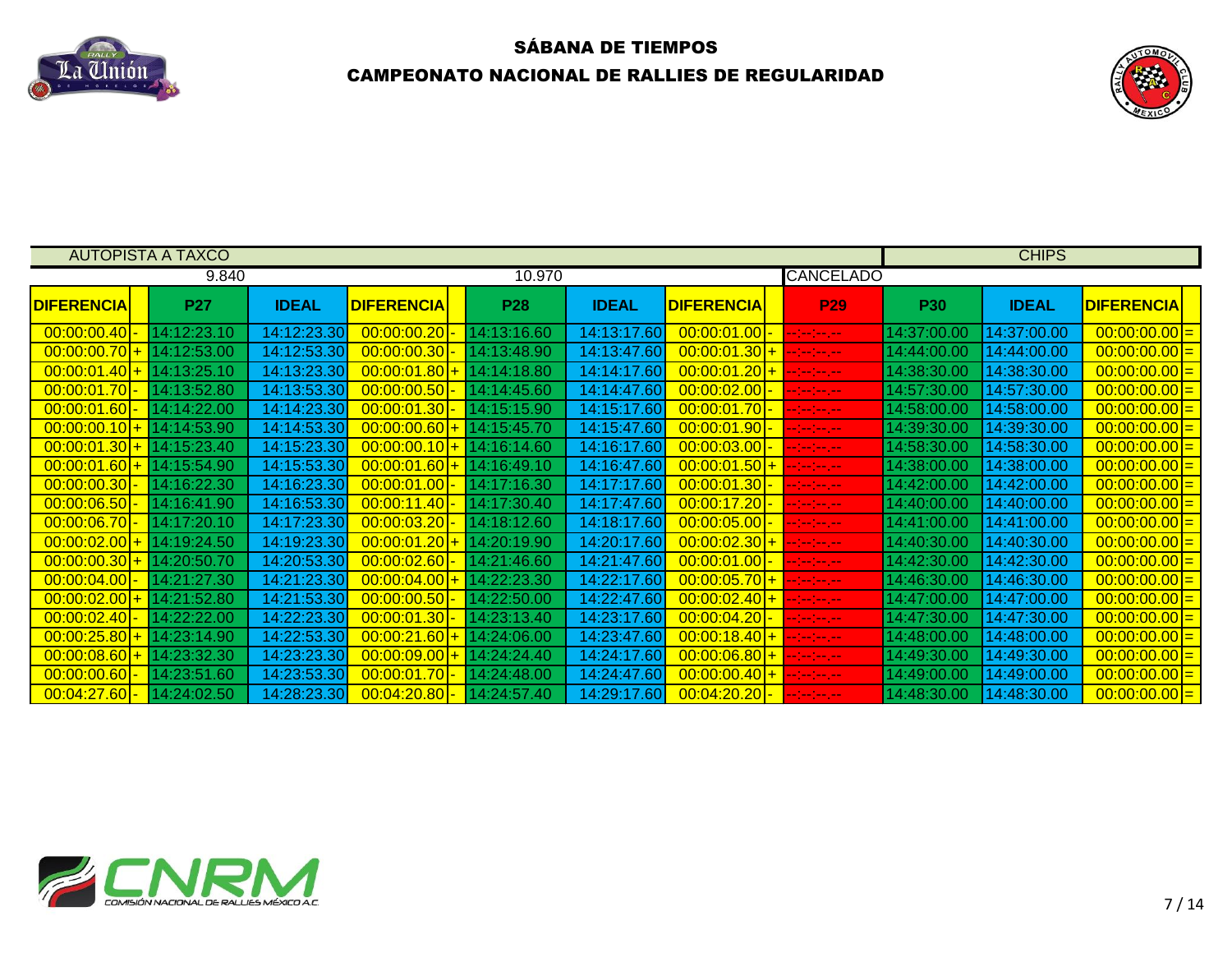# SÁBANA DE TIEMPOS

## CAMPEONATO NACIONAL DE RALLIES DE REGULARIDAD

| AUTOPISTA A TAXCO | | | | | | | | | | | CHIPS | | | |
|---|---|---|---|---|---|---|---|---|---|---|---|---|---|---|
| 9.840 | | | | | 10.970 | | | | | CANCELADO | | | | |
| DIFERENCIA | | P27 | IDEAL | DIFERENCIA | | P28 | IDEAL | DIFERENCIA | | P29 | P30 | IDEAL | DIFERENCIA | |
| 00:00:00.40 | - | 14:12:23.10 | 14:12:23.30 | 00:00:00.20 | - | 14:13:16.60 | 14:13:17.60 | 00:00:01.00 | - | --:--:--.-- | 14:37:00.00 | 14:37:00.00 | 00:00:00.00 | = |
| 00:00:00.70 | + | 14:12:53.00 | 14:12:53.30 | 00:00:00.30 | - | 14:13:48.90 | 14:13:47.60 | 00:00:01.30 | + | --:--:--.-- | 14:44:00.00 | 14:44:00.00 | 00:00:00.00 | = |
| 00:00:01.40 | + | 14:13:25.10 | 14:13:23.30 | 00:00:01.80 | + | 14:14:18.80 | 14:14:17.60 | 00:00:01.20 | + | --:--:--.-- | 14:38:30.00 | 14:38:30.00 | 00:00:00.00 | = |
| 00:00:01.70 | - | 14:13:52.80 | 14:13:53.30 | 00:00:00.50 | - | 14:14:45.60 | 14:14:47.60 | 00:00:02.00 | - | --:--:--.-- | 14:57:30.00 | 14:57:30.00 | 00:00:00.00 | = |
| 00:00:01.60 | - | 14:14:22.00 | 14:14:23.30 | 00:00:01.30 | - | 14:15:15.90 | 14:15:17.60 | 00:00:01.70 | - | --:--:--.-- | 14:58:00.00 | 14:58:00.00 | 00:00:00.00 | = |
| 00:00:00.10 | + | 14:14:53.90 | 14:14:53.30 | 00:00:00.60 | + | 14:15:45.70 | 14:15:47.60 | 00:00:01.90 | - | --:--:--.-- | 14:39:30.00 | 14:39:30.00 | 00:00:00.00 | = |
| 00:00:01.30 | + | 14:15:23.40 | 14:15:23.30 | 00:00:00.10 | + | 14:16:14.60 | 14:16:17.60 | 00:00:03.00 | - | --:--:--.-- | 14:58:30.00 | 14:58:30.00 | 00:00:00.00 | = |
| 00:00:01.60 | + | 14:15:54.90 | 14:15:53.30 | 00:00:01.60 | + | 14:16:49.10 | 14:16:47.60 | 00:00:01.50 | + | --:--:--.-- | 14:38:00.00 | 14:38:00.00 | 00:00:00.00 | = |
| 00:00:00.30 | - | 14:16:22.30 | 14:16:23.30 | 00:00:01.00 | - | 14:17:16.30 | 14:17:17.60 | 00:00:01.30 | - | --:--:--.-- | 14:42:00.00 | 14:42:00.00 | 00:00:00.00 | = |
| 00:00:06.50 | - | 14:16:41.90 | 14:16:53.30 | 00:00:11.40 | - | 14:17:30.40 | 14:17:47.60 | 00:00:17.20 | - | --:--:--.-- | 14:40:00.00 | 14:40:00.00 | 00:00:00.00 | = |
| 00:00:06.70 | - | 14:17:20.10 | 14:17:23.30 | 00:00:03.20 | - | 14:18:12.60 | 14:18:17.60 | 00:00:05.00 | - | --:--:--.-- | 14:41:00.00 | 14:41:00.00 | 00:00:00.00 | = |
| 00:00:02.00 | + | 14:19:24.50 | 14:19:23.30 | 00:00:01.20 | + | 14:20:19.90 | 14:20:17.60 | 00:00:02.30 | + | --:--:--.-- | 14:40:30.00 | 14:40:30.00 | 00:00:00.00 | = |
| 00:00:00.30 | + | 14:20:50.70 | 14:20:53.30 | 00:00:02.60 | - | 14:21:46.60 | 14:21:47.60 | 00:00:01.00 | - | --:--:--.-- | 14:42:30.00 | 14:42:30.00 | 00:00:00.00 | = |
| 00:00:04.00 | - | 14:21:27.30 | 14:21:23.30 | 00:00:04.00 | + | 14:22:23.30 | 14:22:17.60 | 00:00:05.70 | + | --:--:--.-- | 14:46:30.00 | 14:46:30.00 | 00:00:00.00 | = |
| 00:00:02.00 | + | 14:21:52.80 | 14:21:53.30 | 00:00:00.50 | - | 14:22:50.00 | 14:22:47.60 | 00:00:02.40 | + | --:--:--.-- | 14:47:00.00 | 14:47:00.00 | 00:00:00.00 | = |
| 00:00:02.40 | - | 14:22:22.00 | 14:22:23.30 | 00:00:01.30 | - | 14:23:13.40 | 14:23:17.60 | 00:00:04.20 | - | --:--:--.-- | 14:47:30.00 | 14:47:30.00 | 00:00:00.00 | = |
| 00:00:25.80 | + | 14:23:14.90 | 14:22:53.30 | 00:00:21.60 | + | 14:24:06.00 | 14:23:47.60 | 00:00:18.40 | + | --:--:--.-- | 14:48:00.00 | 14:48:00.00 | 00:00:00.00 | = |
| 00:00:08.60 | + | 14:23:32.30 | 14:23:23.30 | 00:00:09.00 | + | 14:24:24.40 | 14:24:17.60 | 00:00:06.80 | + | --:--:--.-- | 14:49:30.00 | 14:49:30.00 | 00:00:00.00 | = |
| 00:00:00.60 | - | 14:23:51.60 | 14:23:53.30 | 00:00:01.70 | - | 14:24:48.00 | 14:24:47.60 | 00:00:00.40 | + | --:--:--.-- | 14:49:00.00 | 14:49:00.00 | 00:00:00.00 | = |
| 00:04:27.60 | - | 14:24:02.50 | 14:28:23.30 | 00:04:20.80 | - | 14:24:57.40 | 14:29:17.60 | 00:04:20.20 | - | --:--:--.-- | 14:48:30.00 | 14:48:30.00 | 00:00:00.00 | = |

CNRM COMISIÓN NACIONAL DE RALLIES MÉXICO A.C.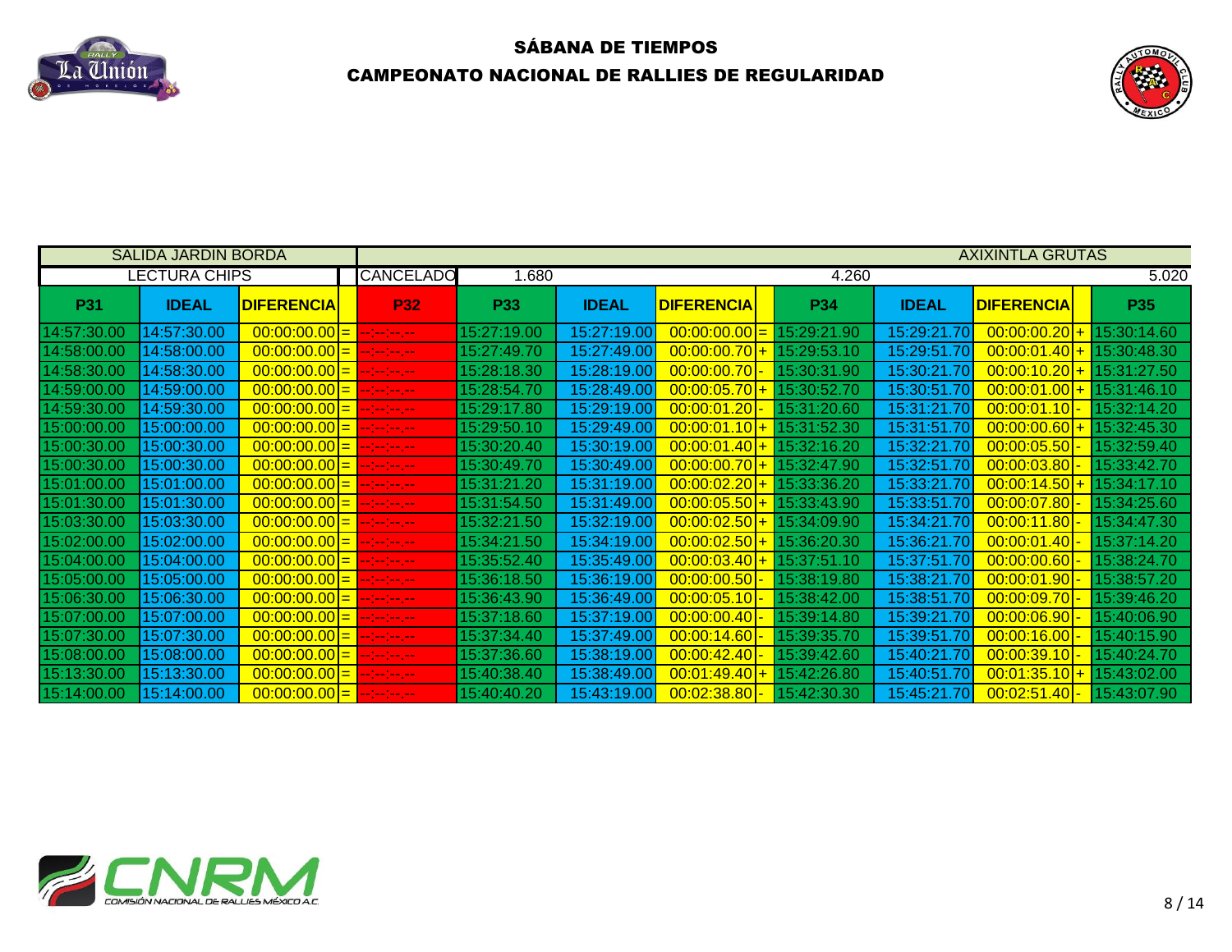# SÁBANA DE TIEMPOS

## CAMPEONATO NACIONAL DE RALLIES DE REGULARIDAD

| SALIDA JARDIN BORDA | | | | | AXIXINTLA GRUTAS | | | | | | | | |
|---|---|---|---|---|---|---|---|---|---|---|---|---|---|
| LECTURA CHIPS | | | | CANCELADO | 1.680 | | | | 4.260 | | | | 5.020 |
| P31 | IDEAL | DIFERENCIA | | P32 | P33 | IDEAL | DIFERENCIA | | P34 | IDEAL | DIFERENCIA | | P35 |
| 14:57:30.00 | 14:57:30.00 | 00:00:00.00 | = | --:--:--.-- | 15:27:19.00 | 15:27:19.00 | 00:00:00.00 | = | 15:29:21.90 | 15:29:21.70 | 00:00:00.20 | + | 15:30:14.60 |
| 14:58:00.00 | 14:58:00.00 | 00:00:00.00 | = | --:--:--.-- | 15:27:49.70 | 15:27:49.00 | 00:00:00.70 | + | 15:29:53.10 | 15:29:51.70 | 00:00:01.40 | + | 15:30:48.30 |
| 14:58:30.00 | 14:58:30.00 | 00:00:00.00 | = | --:--:--.-- | 15:28:18.30 | 15:28:19.00 | 00:00:00.70 | - | 15:30:31.90 | 15:30:21.70 | 00:00:10.20 | + | 15:31:27.50 |
| 14:59:00.00 | 14:59:00.00 | 00:00:00.00 | = | --:--:--.-- | 15:28:54.70 | 15:28:49.00 | 00:00:05.70 | + | 15:30:52.70 | 15:30:51.70 | 00:00:01.00 | + | 15:31:46.10 |
| 14:59:30.00 | 14:59:30.00 | 00:00:00.00 | = | --:--:--.-- | 15:29:17.80 | 15:29:19.00 | 00:00:01.20 | - | 15:31:20.60 | 15:31:21.70 | 00:00:01.10 | - | 15:32:14.20 |
| 15:00:00.00 | 15:00:00.00 | 00:00:00.00 | = | --:--:--.-- | 15:29:50.10 | 15:29:49.00 | 00:00:01.10 | + | 15:31:52.30 | 15:31:51.70 | 00:00:00.60 | + | 15:32:45.30 |
| 15:00:30.00 | 15:00:30.00 | 00:00:00.00 | = | --:--:--.-- | 15:30:20.40 | 15:30:19.00 | 00:00:01.40 | + | 15:32:16.20 | 15:32:21.70 | 00:00:05.50 | - | 15:32:59.40 |
| 15:00:30.00 | 15:00:30.00 | 00:00:00.00 | = | --:--:--.-- | 15:30:49.70 | 15:30:49.00 | 00:00:00.70 | + | 15:32:47.90 | 15:32:51.70 | 00:00:03.80 | - | 15:33:42.70 |
| 15:01:00.00 | 15:01:00.00 | 00:00:00.00 | = | --:--:--.-- | 15:31:21.20 | 15:31:19.00 | 00:00:02.20 | + | 15:33:36.20 | 15:33:21.70 | 00:00:14.50 | + | 15:34:17.10 |
| 15:01:30.00 | 15:01:30.00 | 00:00:00.00 | = | --:--:--.-- | 15:31:54.50 | 15:31:49.00 | 00:00:05.50 | + | 15:33:43.90 | 15:33:51.70 | 00:00:07.80 | - | 15:34:25.60 |
| 15:03:30.00 | 15:03:30.00 | 00:00:00.00 | = | --:--:--.-- | 15:32:21.50 | 15:32:19.00 | 00:00:02.50 | + | 15:34:09.90 | 15:34:21.70 | 00:00:11.80 | - | 15:34:47.30 |
| 15:02:00.00 | 15:02:00.00 | 00:00:00.00 | = | --:--:--.-- | 15:34:21.50 | 15:34:19.00 | 00:00:02.50 | + | 15:36:20.30 | 15:36:21.70 | 00:00:01.40 | - | 15:37:14.20 |
| 15:04:00.00 | 15:04:00.00 | 00:00:00.00 | = | --:--:--.-- | 15:35:52.40 | 15:35:49.00 | 00:00:03.40 | + | 15:37:51.10 | 15:37:51.70 | 00:00:00.60 | - | 15:38:24.70 |
| 15:05:00.00 | 15:05:00.00 | 00:00:00.00 | = | --:--:--.-- | 15:36:18.50 | 15:36:19.00 | 00:00:00.50 | - | 15:38:19.80 | 15:38:21.70 | 00:00:01.90 | - | 15:38:57.20 |
| 15:06:30.00 | 15:06:30.00 | 00:00:00.00 | = | --:--:--.-- | 15:36:43.90 | 15:36:49.00 | 00:00:05.10 | - | 15:38:42.00 | 15:38:51.70 | 00:00:09.70 | - | 15:39:46.20 |
| 15:07:00.00 | 15:07:00.00 | 00:00:00.00 | = | --:--:--.-- | 15:37:18.60 | 15:37:19.00 | 00:00:00.40 | - | 15:39:14.80 | 15:39:21.70 | 00:00:06.90 | - | 15:40:06.90 |
| 15:07:30.00 | 15:07:30.00 | 00:00:00.00 | = | --:--:--.-- | 15:37:34.40 | 15:37:49.00 | 00:00:14.60 | - | 15:39:35.70 | 15:39:51.70 | 00:00:16.00 | - | 15:40:15.90 |
| 15:08:00.00 | 15:08:00.00 | 00:00:00.00 | = | --:--:--.-- | 15:37:36.60 | 15:38:19.00 | 00:00:42.40 | - | 15:39:42.60 | 15:40:21.70 | 00:00:39.10 | - | 15:40:24.70 |
| 15:13:30.00 | 15:13:30.00 | 00:00:00.00 | = | --:--:--.-- | 15:40:38.40 | 15:38:49.00 | 00:01:49.40 | + | 15:42:26.80 | 15:40:51.70 | 00:01:35.10 | + | 15:43:02.00 |
| 15:14:00.00 | 15:14:00.00 | 00:00:00.00 | = | --:--:--.-- | 15:40:40.20 | 15:43:19.00 | 00:02:38.80 | - | 15:42:30.30 | 15:45:21.70 | 00:02:51.40 | - | 15:43:07.90 |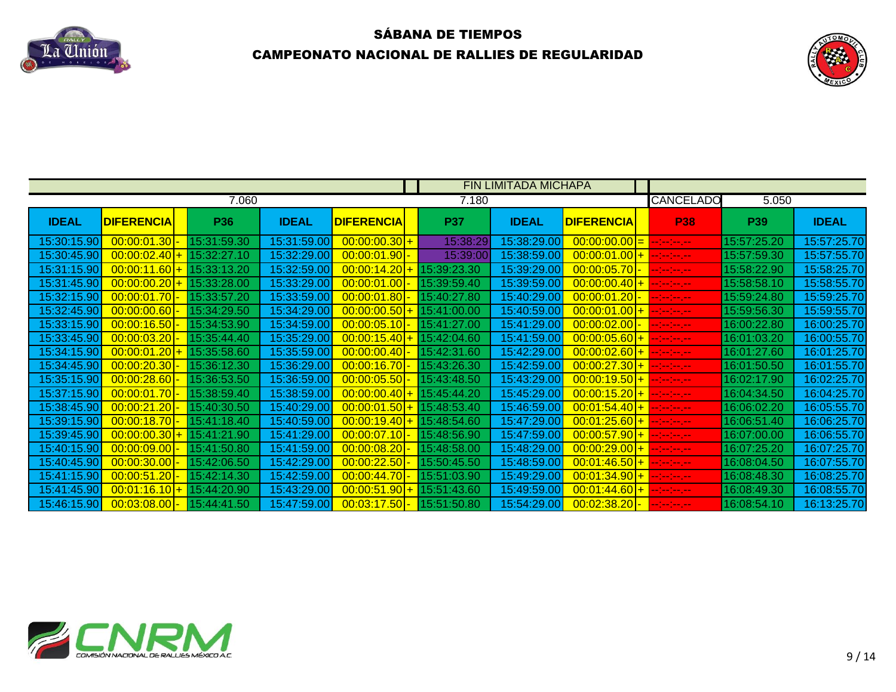## SÁBANA DE TIEMPOS

## CAMPEONATO NACIONAL DE RALLIES DE REGULARIDAD

| | | | | | | | | FIN LIMITADA MICHAPA | | | | | |
|---|---|---|---|---|---|---|---|---|---|---|---|---|---|
| | | | 7.060 | | | | 7.180 | | | | CANCELADO | 5.050 | |
| IDEAL | DIFERENCIA | | P36 | IDEAL | DIFERENCIA | | P37 | IDEAL | DIFERENCIA | | P38 | P39 | IDEAL |
| 15:30:15.90 | 00:00:01.30 | - | 15:31:59.30 | 15:31:59.00 | 00:00:00.30 | + | 15:38:29 | 15:38:29.00 | 00:00:00.00 | = | --:--:--.-- | 15:57:25.20 | 15:57:25.70 |
| 15:30:45.90 | 00:00:02.40 | + | 15:32:27.10 | 15:32:29.00 | 00:00:01.90 | - | 15:39:00 | 15:38:59.00 | 00:00:01.00 | + | --:--:--.-- | 15:57:59.30 | 15:57:55.70 |
| 15:31:15.90 | 00:00:11.60 | + | 15:33:13.20 | 15:32:59.00 | 00:00:14.20 | + | 15:39:23.30 | 15:39:29.00 | 00:00:05.70 | - | --:--:--.-- | 15:58:22.90 | 15:58:25.70 |
| 15:31:45.90 | 00:00:00.20 | + | 15:33:28.00 | 15:33:29.00 | 00:00:01.00 | - | 15:39:59.40 | 15:39:59.00 | 00:00:00.40 | + | --:--:--.-- | 15:58:58.10 | 15:58:55.70 |
| 15:32:15.90 | 00:00:01.70 | - | 15:33:57.20 | 15:33:59.00 | 00:00:01.80 | - | 15:40:27.80 | 15:40:29.00 | 00:00:01.20 | - | --:--:--.-- | 15:59:24.80 | 15:59:25.70 |
| 15:32:45.90 | 00:00:00.60 | - | 15:34:29.50 | 15:34:29.00 | 00:00:00.50 | + | 15:41:00.00 | 15:40:59.00 | 00:00:01.00 | + | --:--:--.-- | 15:59:56.30 | 15:59:55.70 |
| 15:33:15.90 | 00:00:16.50 | - | 15:34:53.90 | 15:34:59.00 | 00:00:05.10 | - | 15:41:27.00 | 15:41:29.00 | 00:00:02.00 | - | --:--:--.-- | 16:00:22.80 | 16:00:25.70 |
| 15:33:45.90 | 00:00:03.20 | - | 15:35:44.40 | 15:35:29.00 | 00:00:15.40 | + | 15:42:04.60 | 15:41:59.00 | 00:00:05.60 | + | --:--:--.-- | 16:01:03.20 | 16:00:55.70 |
| 15:34:15.90 | 00:00:01.20 | + | 15:35:58.60 | 15:35:59.00 | 00:00:00.40 | - | 15:42:31.60 | 15:42:29.00 | 00:00:02.60 | + | --:--:--.-- | 16:01:27.60 | 16:01:25.70 |
| 15:34:45.90 | 00:00:20.30 | - | 15:36:12.30 | 15:36:29.00 | 00:00:16.70 | - | 15:43:26.30 | 15:42:59.00 | 00:00:27.30 | + | --:--:--.-- | 16:01:50.50 | 16:01:55.70 |
| 15:35:15.90 | 00:00:28.60 | - | 15:36:53.50 | 15:36:59.00 | 00:00:05.50 | - | 15:43:48.50 | 15:43:29.00 | 00:00:19.50 | + | --:--:--.-- | 16:02:17.90 | 16:02:25.70 |
| 15:37:15.90 | 00:00:01.70 | - | 15:38:59.40 | 15:38:59.00 | 00:00:00.40 | + | 15:45:44.20 | 15:45:29.00 | 00:00:15.20 | + | --:--:--.-- | 16:04:34.50 | 16:04:25.70 |
| 15:38:45.90 | 00:00:21.20 | - | 15:40:30.50 | 15:40:29.00 | 00:00:01.50 | + | 15:48:53.40 | 15:46:59.00 | 00:01:54.40 | + | --:--:--.-- | 16:06:02.20 | 16:05:55.70 |
| 15:39:15.90 | 00:00:18.70 | - | 15:41:18.40 | 15:40:59.00 | 00:00:19.40 | + | 15:48:54.60 | 15:47:29.00 | 00:01:25.60 | + | --:--:--.-- | 16:06:51.40 | 16:06:25.70 |
| 15:39:45.90 | 00:00:00.30 | + | 15:41:21.90 | 15:41:29.00 | 00:00:07.10 | - | 15:48:56.90 | 15:47:59.00 | 00:00:57.90 | + | --:--:--.-- | 16:07:00.00 | 16:06:55.70 |
| 15:40:15.90 | 00:00:09.00 | - | 15:41:50.80 | 15:41:59.00 | 00:00:08.20 | - | 15:48:58.00 | 15:48:29.00 | 00:00:29.00 | + | --:--:--.-- | 16:07:25.20 | 16:07:25.70 |
| 15:40:45.90 | 00:00:30.00 | - | 15:42:06.50 | 15:42:29.00 | 00:00:22.50 | - | 15:50:45.50 | 15:48:59.00 | 00:01:46.50 | + | --:--:--.-- | 16:08:04.50 | 16:07:55.70 |
| 15:41:15.90 | 00:00:51.20 | - | 15:42:14.30 | 15:42:59.00 | 00:00:44.70 | - | 15:51:03.90 | 15:49:29.00 | 00:01:34.90 | + | --:--:--.-- | 16:08:48.30 | 16:08:25.70 |
| 15:41:45.90 | 00:01:16.10 | + | 15:44:20.90 | 15:43:29.00 | 00:00:51.90 | + | 15:51:43.60 | 15:49:59.00 | 00:01:44.60 | + | --:--:--.-- | 16:08:49.30 | 16:08:55.70 |
| 15:46:15.90 | 00:03:08.00 | - | 15:44:41.50 | 15:47:59.00 | 00:03:17.50 | - | 15:51:50.80 | 15:54:29.00 | 00:02:38.20 | - | --:--:--.-- | 16:08:54.10 | 16:13:25.70 |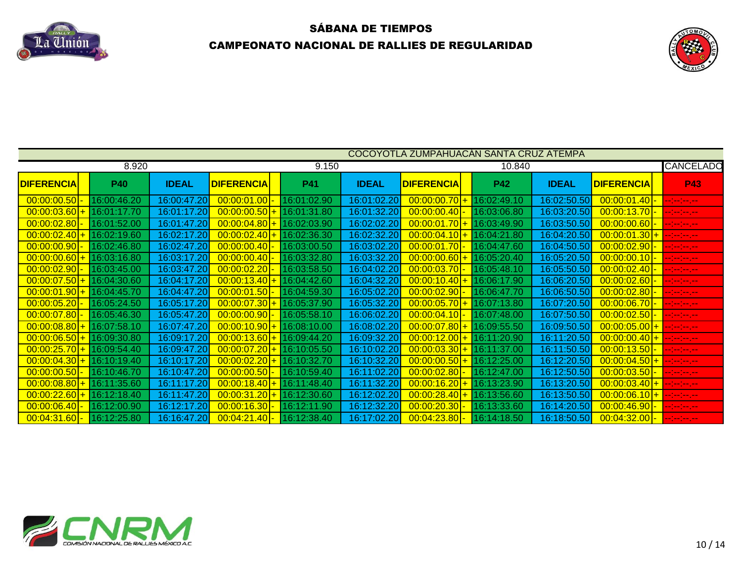## SÁBANA DE TIEMPOS

## CAMPEONATO NACIONAL DE RALLIES DE REGULARIDAD

| COCOYOTLA ZUMPAHUACÁN SANTA CRUZ ATEMPA | | | | | | | | | | | | |
|---|---|---|---|---|---|---|---|---|---|---|---|---|
| 8.920 | | | | | 9.150 | | | | 10.840 | | | CANCELADO |
| DIFERENCIA | | P40 | IDEAL | DIFERENCIA | | P41 | IDEAL | DIFERENCIA | | P42 | IDEAL | DIFERENCIA | | P43 |
| 00:00:00.50 | - | 16:00:46.20 | 16:00:47.20 | 00:00:01.00 | - | 16:01:02.90 | 16:01:02.20 | 00:00:00.70 | + | 16:02:49.10 | 16:02:50.50 | 00:00:01.40 | - | --:--:--.-- |
| 00:00:03.60 | + | 16:01:17.70 | 16:01:17.20 | 00:00:00.50 | + | 16:01:31.80 | 16:01:32.20 | 00:00:00.40 | - | 16:03:06.80 | 16:03:20.50 | 00:00:13.70 | - | --:--:--.-- |
| 00:00:02.80 | - | 16:01:52.00 | 16:01:47.20 | 00:00:04.80 | + | 16:02:03.90 | 16:02:02.20 | 00:00:01.70 | + | 16:03:49.90 | 16:03:50.50 | 00:00:00.60 | - | --:--:--.-- |
| 00:00:02.40 | + | 16:02:19.60 | 16:02:17.20 | 00:00:02.40 | + | 16:02:36.30 | 16:02:32.20 | 00:00:04.10 | + | 16:04:21.80 | 16:04:20.50 | 00:00:01.30 | + | --:--:--.-- |
| 00:00:00.90 | - | 16:02:46.80 | 16:02:47.20 | 00:00:00.40 | - | 16:03:00.50 | 16:03:02.20 | 00:00:01.70 | - | 16:04:47.60 | 16:04:50.50 | 00:00:02.90 | - | --:--:--.-- |
| 00:00:00.60 | + | 16:03:16.80 | 16:03:17.20 | 00:00:00.40 | - | 16:03:32.80 | 16:03:32.20 | 00:00:00.60 | + | 16:05:20.40 | 16:05:20.50 | 00:00:00.10 | - | --:--:--.-- |
| 00:00:02.90 | - | 16:03:45.00 | 16:03:47.20 | 00:00:02.20 | - | 16:03:58.50 | 16:04:02.20 | 00:00:03.70 | - | 16:05:48.10 | 16:05:50.50 | 00:00:02.40 | - | --:--:--.-- |
| 00:00:07.50 | + | 16:04:30.60 | 16:04:17.20 | 00:00:13.40 | + | 16:04:42.60 | 16:04:32.20 | 00:00:10.40 | + | 16:06:17.90 | 16:06:20.50 | 00:00:02.60 | - | --:--:--.-- |
| 00:00:01.90 | + | 16:04:45.70 | 16:04:47.20 | 00:00:01.50 | - | 16:04:59.30 | 16:05:02.20 | 00:00:02.90 | - | 16:06:47.70 | 16:06:50.50 | 00:00:02.80 | - | --:--:--.-- |
| 00:00:05.20 | - | 16:05:24.50 | 16:05:17.20 | 00:00:07.30 | + | 16:05:37.90 | 16:05:32.20 | 00:00:05.70 | + | 16:07:13.80 | 16:07:20.50 | 00:00:06.70 | - | --:--:--.-- |
| 00:00:07.80 | - | 16:05:46.30 | 16:05:47.20 | 00:00:00.90 | - | 16:05:58.10 | 16:06:02.20 | 00:00:04.10 | - | 16:07:48.00 | 16:07:50.50 | 00:00:02.50 | - | --:--:--.-- |
| 00:00:08.80 | + | 16:07:58.10 | 16:07:47.20 | 00:00:10.90 | + | 16:08:10.00 | 16:08:02.20 | 00:00:07.80 | + | 16:09:55.50 | 16:09:50.50 | 00:00:05.00 | + | --:--:--.-- |
| 00:00:06.50 | + | 16:09:30.80 | 16:09:17.20 | 00:00:13.60 | + | 16:09:44.20 | 16:09:32.20 | 00:00:12.00 | + | 16:11:20.90 | 16:11:20.50 | 00:00:00.40 | + | --:--:--.-- |
| 00:00:25.70 | + | 16:09:54.40 | 16:09:47.20 | 00:00:07.20 | + | 16:10:05.50 | 16:10:02.20 | 00:00:03.30 | + | 16:11:37.00 | 16:11:50.50 | 00:00:13.50 | - | --:--:--.-- |
| 00:00:04.30 | + | 16:10:19.40 | 16:10:17.20 | 00:00:02.20 | + | 16:10:32.70 | 16:10:32.20 | 00:00:00.50 | + | 16:12:25.00 | 16:12:20.50 | 00:00:04.50 | + | --:--:--.-- |
| 00:00:00.50 | - | 16:10:46.70 | 16:10:47.20 | 00:00:00.50 | - | 16:10:59.40 | 16:11:02.20 | 00:00:02.80 | - | 16:12:47.00 | 16:12:50.50 | 00:00:03.50 | - | --:--:--.-- |
| 00:00:08.80 | + | 16:11:35.60 | 16:11:17.20 | 00:00:18.40 | + | 16:11:48.40 | 16:11:32.20 | 00:00:16.20 | + | 16:13:23.90 | 16:13:20.50 | 00:00:03.40 | + | --:--:--.-- |
| 00:00:22.60 | + | 16:12:18.40 | 16:11:47.20 | 00:00:31.20 | + | 16:12:30.60 | 16:12:02.20 | 00:00:28.40 | + | 16:13:56.60 | 16:13:50.50 | 00:00:06.10 | + | --:--:--.-- |
| 00:00:06.40 | - | 16:12:00.90 | 16:12:17.20 | 00:00:16.30 | - | 16:12:11.90 | 16:12:32.20 | 00:00:20.30 | - | 16:13:33.60 | 16:14:20.50 | 00:00:46.90 | - | --:--:--.-- |
| 00:04:31.60 | - | 16:12:25.80 | 16:16:47.20 | 00:04:21.40 | - | 16:12:38.40 | 16:17:02.20 | 00:04:23.80 | - | 16:14:18.50 | 16:18:50.50 | 00:04:32.00 | - | --:--:--.-- |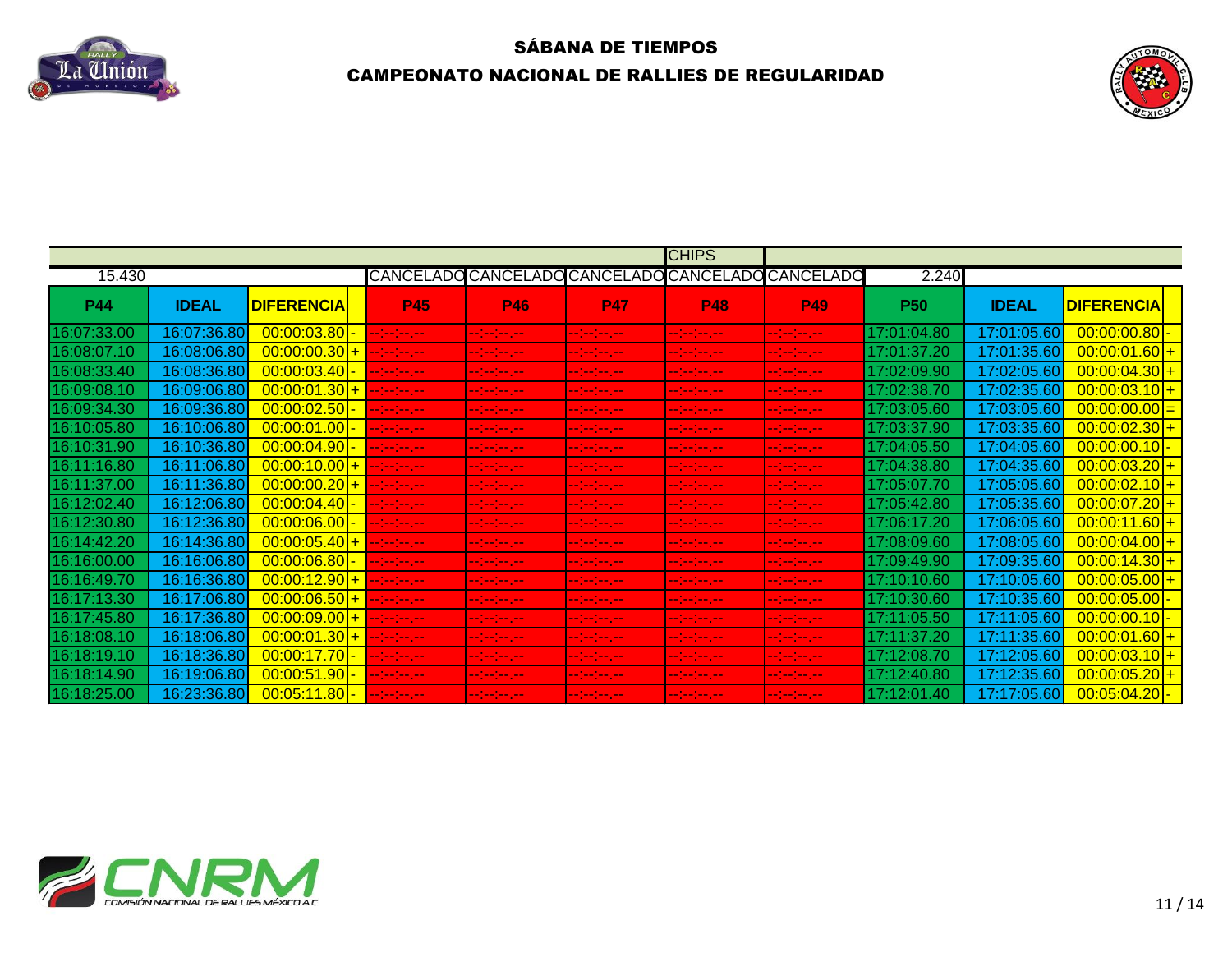## SÁBANA DE TIEMPOS

## CAMPEONATO NACIONAL DE RALLIES DE REGULARIDAD

| | | | | | | | CHIPS | | | | | |
|---|---|---|---|---|---|---|---|---|---|---|---|---|
| 15.430 | | | | CANCELADO | CANCELADO | CANCELADO | CANCELADO | CANCELADO | 2.240 | | | |
| **P44** | **IDEAL** | **DIFERENCIA** | | **P45** | **P46** | **P47** | **P48** | **P49** | **P50** | **IDEAL** | **DIFERENCIA** | |
| 16:07:33.00 | 16:07:36.80 | 00:00:03.80 | - | --:--:--.-- | --:--:--.-- | --:--:--.-- | --:--:--.-- | --:--:--.-- | 17:01:04.80 | 17:01:05.60 | 00:00:00.80 | - |
| 16:08:07.10 | 16:08:06.80 | 00:00:00.30 | + | --:--:--.-- | --:--:--.-- | --:--:--.-- | --:--:--.-- | --:--:--.-- | 17:01:37.20 | 17:01:35.60 | 00:00:01.60 | + |
| 16:08:33.40 | 16:08:36.80 | 00:00:03.40 | - | --:--:--.-- | --:--:--.-- | --:--:--.-- | --:--:--.-- | --:--:--.-- | 17:02:09.90 | 17:02:05.60 | 00:00:04.30 | + |
| 16:09:08.10 | 16:09:06.80 | 00:00:01.30 | + | --:--:--.-- | --:--:--.-- | --:--:--.-- | --:--:--.-- | --:--:--.-- | 17:02:38.70 | 17:02:35.60 | 00:00:03.10 | + |
| 16:09:34.30 | 16:09:36.80 | 00:00:02.50 | - | --:--:--.-- | --:--:--.-- | --:--:--.-- | --:--:--.-- | --:--:--.-- | 17:03:05.60 | 17:03:05.60 | 00:00:00.00 | = |
| 16:10:05.80 | 16:10:06.80 | 00:00:01.00 | - | --:--:--.-- | --:--:--.-- | --:--:--.-- | --:--:--.-- | --:--:--.-- | 17:03:37.90 | 17:03:35.60 | 00:00:02.30 | + |
| 16:10:31.90 | 16:10:36.80 | 00:00:04.90 | - | --:--:--.-- | --:--:--.-- | --:--:--.-- | --:--:--.-- | --:--:--.-- | 17:04:05.50 | 17:04:05.60 | 00:00:00.10 | - |
| 16:11:16.80 | 16:11:06.80 | 00:00:10.00 | + | --:--:--.-- | --:--:--.-- | --:--:--.-- | --:--:--.-- | --:--:--.-- | 17:04:38.80 | 17:04:35.60 | 00:00:03.20 | + |
| 16:11:37.00 | 16:11:36.80 | 00:00:00.20 | + | --:--:--.-- | --:--:--.-- | --:--:--.-- | --:--:--.-- | --:--:--.-- | 17:05:07.70 | 17:05:05.60 | 00:00:02.10 | + |
| 16:12:02.40 | 16:12:06.80 | 00:00:04.40 | - | --:--:--.-- | --:--:--.-- | --:--:--.-- | --:--:--.-- | --:--:--.-- | 17:05:42.80 | 17:05:35.60 | 00:00:07.20 | + |
| 16:12:30.80 | 16:12:36.80 | 00:00:06.00 | - | --:--:--.-- | --:--:--.-- | --:--:--.-- | --:--:--.-- | --:--:--.-- | 17:06:17.20 | 17:06:05.60 | 00:00:11.60 | + |
| 16:14:42.20 | 16:14:36.80 | 00:00:05.40 | + | --:--:--.-- | --:--:--.-- | --:--:--.-- | --:--:--.-- | --:--:--.-- | 17:08:09.60 | 17:08:05.60 | 00:00:04.00 | + |
| 16:16:00.00 | 16:16:06.80 | 00:00:06.80 | - | --:--:--.-- | --:--:--.-- | --:--:--.-- | --:--:--.-- | --:--:--.-- | 17:09:49.90 | 17:09:35.60 | 00:00:14.30 | + |
| 16:16:49.70 | 16:16:36.80 | 00:00:12.90 | + | --:--:--.-- | --:--:--.-- | --:--:--.-- | --:--:--.-- | --:--:--.-- | 17:10:10.60 | 17:10:05.60 | 00:00:05.00 | + |
| 16:17:13.30 | 16:17:06.80 | 00:00:06.50 | + | --:--:--.-- | --:--:--.-- | --:--:--.-- | --:--:--.-- | --:--:--.-- | 17:10:30.60 | 17:10:35.60 | 00:00:05.00 | - |
| 16:17:45.80 | 16:17:36.80 | 00:00:09.00 | + | --:--:--.-- | --:--:--.-- | --:--:--.-- | --:--:--.-- | --:--:--.-- | 17:11:05.50 | 17:11:05.60 | 00:00:00.10 | - |
| 16:18:08.10 | 16:18:06.80 | 00:00:01.30 | + | --:--:--.-- | --:--:--.-- | --:--:--.-- | --:--:--.-- | --:--:--.-- | 17:11:37.20 | 17:11:35.60 | 00:00:01.60 | + |
| 16:18:19.10 | 16:18:36.80 | 00:00:17.70 | - | --:--:--.-- | --:--:--.-- | --:--:--.-- | --:--:--.-- | --:--:--.-- | 17:12:08.70 | 17:12:05.60 | 00:00:03.10 | + |
| 16:18:14.90 | 16:19:06.80 | 00:00:51.90 | - | --:--:--.-- | --:--:--.-- | --:--:--.-- | --:--:--.-- | --:--:--.-- | 17:12:40.80 | 17:12:35.60 | 00:00:05.20 | + |
| 16:18:25.00 | 16:23:36.80 | 00:05:11.80 | - | --:--:--.-- | --:--:--.-- | --:--:--.-- | --:--:--.-- | --:--:--.-- | 17:12:01.40 | 17:17:05.60 | 00:05:04.20 | - |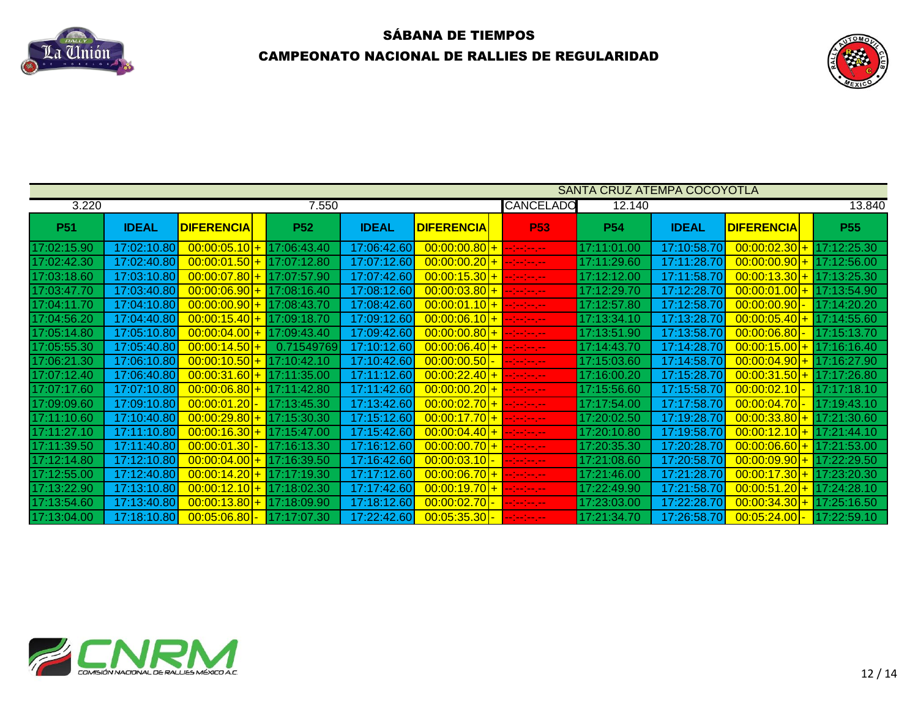## SÁBANA DE TIEMPOS

## CAMPEONATO NACIONAL DE RALLIES DE REGULARIDAD

| | | | | | | | | | SANTA CRUZ ATEMPA COCOYOTLA | | | | |
|---|---|---|---|---|---|---|---|---|---|---|---|---|---|
| 3.220 | | | | 7.550 | | | | CANCELADO | 12.140 | | | | 13.840 |
| P51 | IDEAL | DIFERENCIA | | P52 | IDEAL | DIFERENCIA | | P53 | P54 | IDEAL | DIFERENCIA | | P55 |
| 17:02:15.90 | 17:02:10.80 | 00:00:05.10 | + | 17:06:43.40 | 17:06:42.60 | 00:00:00.80 | + | --:--:--.-- | 17:11:01.00 | 17:10:58.70 | 00:00:02.30 | + | 17:12:25.30 |
| 17:02:42.30 | 17:02:40.80 | 00:00:01.50 | + | 17:07:12.80 | 17:07:12.60 | 00:00:00.20 | + | --:--:--.-- | 17:11:29.60 | 17:11:28.70 | 00:00:00.90 | + | 17:12:56.00 |
| 17:03:18.60 | 17:03:10.80 | 00:00:07.80 | + | 17:07:57.90 | 17:07:42.60 | 00:00:15.30 | + | --:--:--.-- | 17:12:12.00 | 17:11:58.70 | 00:00:13.30 | + | 17:13:25.30 |
| 17:03:47.70 | 17:03:40.80 | 00:00:06.90 | + | 17:08:16.40 | 17:08:12.60 | 00:00:03.80 | + | --:--:--.-- | 17:12:29.70 | 17:12:28.70 | 00:00:01.00 | + | 17:13:54.90 |
| 17:04:11.70 | 17:04:10.80 | 00:00:00.90 | + | 17:08:43.70 | 17:08:42.60 | 00:00:01.10 | + | --:--:--.-- | 17:12:57.80 | 17:12:58.70 | 00:00:00.90 | - | 17:14:20.20 |
| 17:04:56.20 | 17:04:40.80 | 00:00:15.40 | + | 17:09:18.70 | 17:09:12.60 | 00:00:06.10 | + | --:--:--.-- | 17:13:34.10 | 17:13:28.70 | 00:00:05.40 | + | 17:14:55.60 |
| 17:05:14.80 | 17:05:10.80 | 00:00:04.00 | + | 17:09:43.40 | 17:09:42.60 | 00:00:00.80 | + | --:--:--.-- | 17:13:51.90 | 17:13:58.70 | 00:00:06.80 | - | 17:15:13.70 |
| 17:05:55.30 | 17:05:40.80 | 00:00:14.50 | + | 0.71549769 | 17:10:12.60 | 00:00:06.40 | + | --:--:--.-- | 17:14:43.70 | 17:14:28.70 | 00:00:15.00 | + | 17:16:16.40 |
| 17:06:21.30 | 17:06:10.80 | 00:00:10.50 | + | 17:10:42.10 | 17:10:42.60 | 00:00:00.50 | - | --:--:--.-- | 17:15:03.60 | 17:14:58.70 | 00:00:04.90 | + | 17:16:27.90 |
| 17:07:12.40 | 17:06:40.80 | 00:00:31.60 | + | 17:11:35.00 | 17:11:12.60 | 00:00:22.40 | + | --:--:--.-- | 17:16:00.20 | 17:15:28.70 | 00:00:31.50 | + | 17:17:26.80 |
| 17:07:17.60 | 17:07:10.80 | 00:00:06.80 | + | 17:11:42.80 | 17:11:42.60 | 00:00:00.20 | + | --:--:--.-- | 17:15:56.60 | 17:15:58.70 | 00:00:02.10 | - | 17:17:18.10 |
| 17:09:09.60 | 17:09:10.80 | 00:00:01.20 | - | 17:13:45.30 | 17:13:42.60 | 00:00:02.70 | + | --:--:--.-- | 17:17:54.00 | 17:17:58.70 | 00:00:04.70 | - | 17:19:43.10 |
| 17:11:10.60 | 17:10:40.80 | 00:00:29.80 | + | 17:15:30.30 | 17:15:12.60 | 00:00:17.70 | + | --:--:--.-- | 17:20:02.50 | 17:19:28.70 | 00:00:33.80 | + | 17:21:30.60 |
| 17:11:27.10 | 17:11:10.80 | 00:00:16.30 | + | 17:15:47.00 | 17:15:42.60 | 00:00:04.40 | + | --:--:--.-- | 17:20:10.80 | 17:19:58.70 | 00:00:12.10 | + | 17:21:44.10 |
| 17:11:39.50 | 17:11:40.80 | 00:00:01.30 | - | 17:16:13.30 | 17:16:12.60 | 00:00:00.70 | + | --:--:--.-- | 17:20:35.30 | 17:20:28.70 | 00:00:06.60 | + | 17:21:53.00 |
| 17:12:14.80 | 17:12:10.80 | 00:00:04.00 | + | 17:16:39.50 | 17:16:42.60 | 00:00:03.10 | - | --:--:--.-- | 17:21:08.60 | 17:20:58.70 | 00:00:09.90 | + | 17:22:29.50 |
| 17:12:55.00 | 17:12:40.80 | 00:00:14.20 | + | 17:17:19.30 | 17:17:12.60 | 00:00:06.70 | + | --:--:--.-- | 17:21:46.00 | 17:21:28.70 | 00:00:17.30 | + | 17:23:20.30 |
| 17:13:22.90 | 17:13:10.80 | 00:00:12.10 | + | 17:18:02.30 | 17:17:42.60 | 00:00:19.70 | + | --:--:--.-- | 17:22:49.90 | 17:21:58.70 | 00:00:51.20 | + | 17:24:28.10 |
| 17:13:54.60 | 17:13:40.80 | 00:00:13.80 | + | 17:18:09.90 | 17:18:12.60 | 00:00:02.70 | - | --:--:--.-- | 17:23:03.00 | 17:22:28.70 | 00:00:34.30 | + | 17:25:16.50 |
| 17:13:04.00 | 17:18:10.80 | 00:05:06.80 | - | 17:17:07.30 | 17:22:42.60 | 00:05:35.30 | - | --:--:--.-- | 17:21:34.70 | 17:26:58.70 | 00:05:24.00 | - | 17:22:59.10 |

CNRM COMISIÓN NACIONAL DE RALLIES MÉXICO A.C.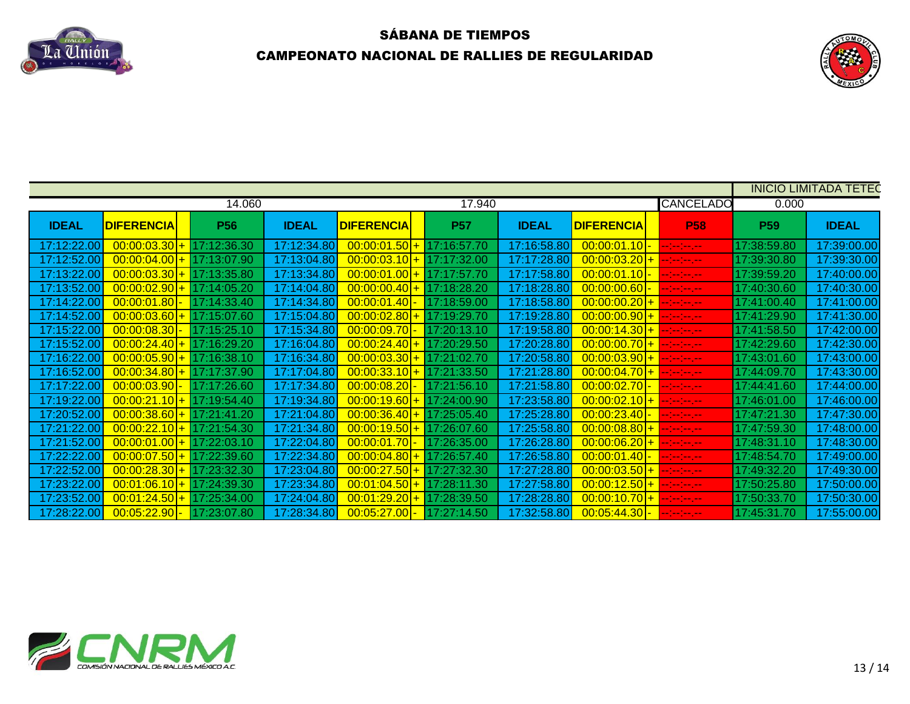# SÁBANA DE TIEMPOS

## CAMPEONATO NACIONAL DE RALLIES DE REGULARIDAD

| | | | | | | | | | | | | INICIO LIMITADA TETEC |
|---|---|---|---|---|---|---|---|---|---|---|---|---|
| | | | 14.060 | | | | 17.940 | | | | CANCELADO | 0.000 | |
| IDEAL | DIFERENCIA | | P56 | IDEAL | DIFERENCIA | | P57 | IDEAL | DIFERENCIA | | P58 | P59 | IDEAL |
| 17:12:22.00 | 00:00:03.30 | + | 17:12:36.30 | 17:12:34.80 | 00:00:01.50 | + | 17:16:57.70 | 17:16:58.80 | 00:00:01.10 | - | --:--:--.-- | 17:38:59.80 | 17:39:00.00 |
| 17:12:52.00 | 00:00:04.00 | + | 17:13:07.90 | 17:13:04.80 | 00:00:03.10 | + | 17:17:32.00 | 17:17:28.80 | 00:00:03.20 | + | --:--:--.-- | 17:39:30.80 | 17:39:30.00 |
| 17:13:22.00 | 00:00:03.30 | + | 17:13:35.80 | 17:13:34.80 | 00:00:01.00 | + | 17:17:57.70 | 17:17:58.80 | 00:00:01.10 | - | --:--:--.-- | 17:39:59.20 | 17:40:00.00 |
| 17:13:52.00 | 00:00:02.90 | + | 17:14:05.20 | 17:14:04.80 | 00:00:00.40 | + | 17:18:28.20 | 17:18:28.80 | 00:00:00.60 | - | --:--:--.-- | 17:40:30.60 | 17:40:30.00 |
| 17:14:22.00 | 00:00:01.80 | - | 17:14:33.40 | 17:14:34.80 | 00:00:01.40 | - | 17:18:59.00 | 17:18:58.80 | 00:00:00.20 | + | --:--:--.-- | 17:41:00.40 | 17:41:00.00 |
| 17:14:52.00 | 00:00:03.60 | + | 17:15:07.60 | 17:15:04.80 | 00:00:02.80 | + | 17:19:29.70 | 17:19:28.80 | 00:00:00.90 | + | --:--:--.-- | 17:41:29.90 | 17:41:30.00 |
| 17:15:22.00 | 00:00:08.30 | - | 17:15:25.10 | 17:15:34.80 | 00:00:09.70 | - | 17:20:13.10 | 17:19:58.80 | 00:00:14.30 | + | --:--:--.-- | 17:41:58.50 | 17:42:00.00 |
| 17:15:52.00 | 00:00:24.40 | + | 17:16:29.20 | 17:16:04.80 | 00:00:24.40 | + | 17:20:29.50 | 17:20:28.80 | 00:00:00.70 | + | --:--:--.-- | 17:42:29.60 | 17:42:30.00 |
| 17:16:22.00 | 00:00:05.90 | + | 17:16:38.10 | 17:16:34.80 | 00:00:03.30 | + | 17:21:02.70 | 17:20:58.80 | 00:00:03.90 | + | --:--:--.-- | 17:43:01.60 | 17:43:00.00 |
| 17:16:52.00 | 00:00:34.80 | + | 17:17:37.90 | 17:17:04.80 | 00:00:33.10 | + | 17:21:33.50 | 17:21:28.80 | 00:00:04.70 | + | --:--:--.-- | 17:44:09.70 | 17:43:30.00 |
| 17:17:22.00 | 00:00:03.90 | - | 17:17:26.60 | 17:17:34.80 | 00:00:08.20 | - | 17:21:56.10 | 17:21:58.80 | 00:00:02.70 | - | --:--:--.-- | 17:44:41.60 | 17:44:00.00 |
| 17:19:22.00 | 00:00:21.10 | + | 17:19:54.40 | 17:19:34.80 | 00:00:19.60 | + | 17:24:00.90 | 17:23:58.80 | 00:00:02.10 | + | --:--:--.-- | 17:46:01.00 | 17:46:00.00 |
| 17:20:52.00 | 00:00:38.60 | + | 17:21:41.20 | 17:21:04.80 | 00:00:36.40 | + | 17:25:05.40 | 17:25:28.80 | 00:00:23.40 | - | --:--:--.-- | 17:47:21.30 | 17:47:30.00 |
| 17:21:22.00 | 00:00:22.10 | + | 17:21:54.30 | 17:21:34.80 | 00:00:19.50 | + | 17:26:07.60 | 17:25:58.80 | 00:00:08.80 | + | --:--:--.-- | 17:47:59.30 | 17:48:00.00 |
| 17:21:52.00 | 00:00:01.00 | + | 17:22:03.10 | 17:22:04.80 | 00:00:01.70 | - | 17:26:35.00 | 17:26:28.80 | 00:00:06.20 | + | --:--:--.-- | 17:48:31.10 | 17:48:30.00 |
| 17:22:22.00 | 00:00:07.50 | + | 17:22:39.60 | 17:22:34.80 | 00:00:04.80 | + | 17:26:57.40 | 17:26:58.80 | 00:00:01.40 | - | --:--:--.-- | 17:48:54.70 | 17:49:00.00 |
| 17:22:52.00 | 00:00:28.30 | + | 17:23:32.30 | 17:23:04.80 | 00:00:27.50 | + | 17:27:32.30 | 17:27:28.80 | 00:00:03.50 | + | --:--:--.-- | 17:49:32.20 | 17:49:30.00 |
| 17:23:22.00 | 00:01:06.10 | + | 17:24:39.30 | 17:23:34.80 | 00:01:04.50 | + | 17:28:11.30 | 17:27:58.80 | 00:00:12.50 | + | --:--:--.-- | 17:50:25.80 | 17:50:00.00 |
| 17:23:52.00 | 00:01:24.50 | + | 17:25:34.00 | 17:24:04.80 | 00:01:29.20 | + | 17:28:39.50 | 17:28:28.80 | 00:00:10.70 | + | --:--:--.-- | 17:50:33.70 | 17:50:30.00 |
| 17:28:22.00 | 00:05:22.90 | - | 17:23:07.80 | 17:28:34.80 | 00:05:27.00 | - | 17:27:14.50 | 17:32:58.80 | 00:05:44.30 | - | --:--:--.-- | 17:45:31.70 | 17:55:00.00 |

CNRM COMISIÓN NACIONAL DE RALLIES MÉXICO A.C.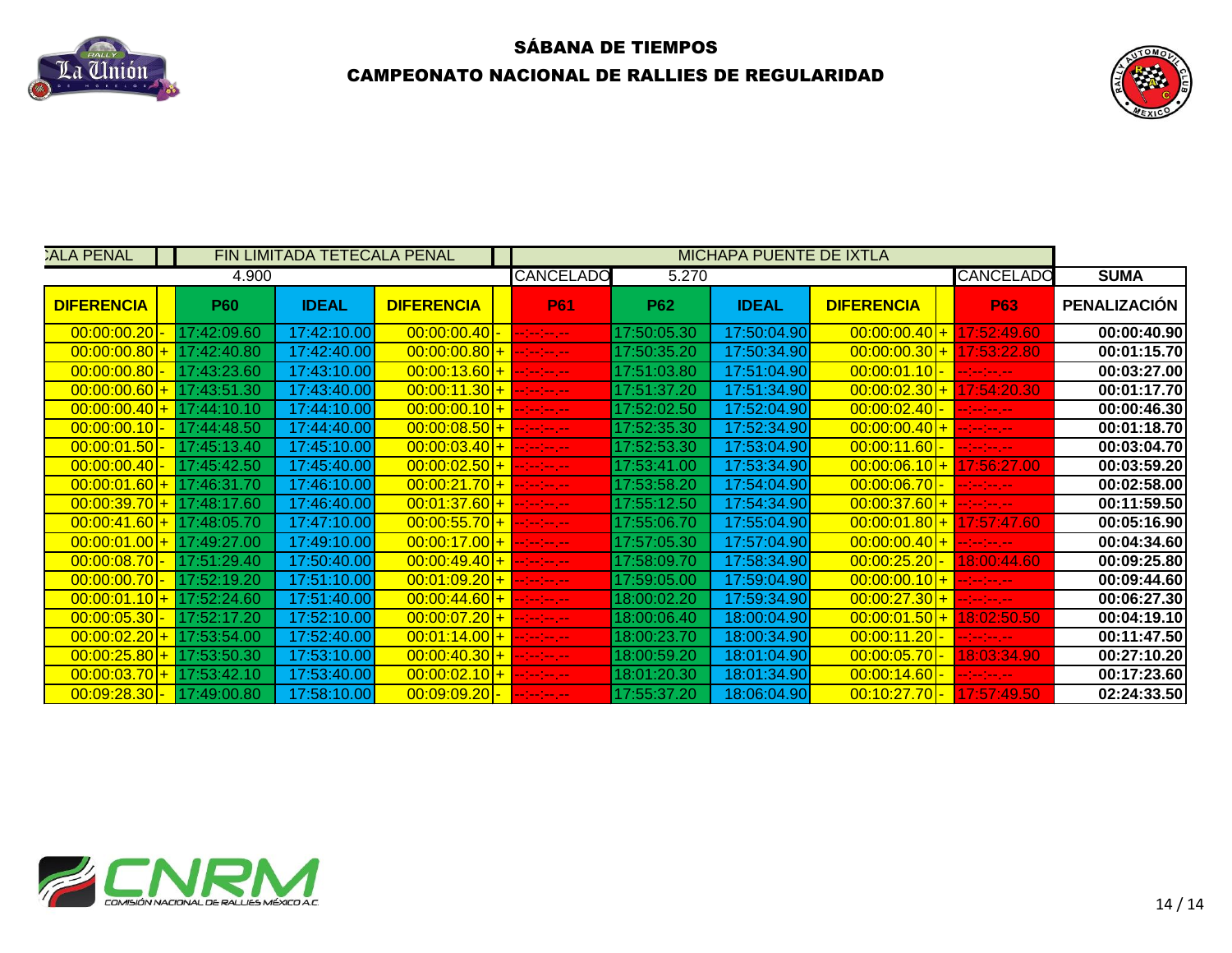# SÁBANA DE TIEMPOS

## CAMPEONATO NACIONAL DE RALLIES DE REGULARIDAD

| CALA PENAL | | FIN LIMITADA TETECALA PENAL | | | | MICHAPA PUENTE DE IXTLA | | | | | | |
|---|---|---|---|---|---|---|---|---|---|---|---|---|
| | | 4.900 | | | | CANCELADO | 5.270 | | | | CANCELADO | SUMA |
| DIFERENCIA | | P60 | IDEAL | DIFERENCIA | | P61 | P62 | IDEAL | DIFERENCIA | | P63 | PENALIZACIÓN |
| 00:00:00.20 | - | 17:42:09.60 | 17:42:10.00 | 00:00:00.40 | - | --:--:--.-- | 17:50:05.30 | 17:50:04.90 | 00:00:00.40 | + | 17:52:49.60 | 00:00:40.90 |
| 00:00:00.80 | + | 17:42:40.80 | 17:42:40.00 | 00:00:00.80 | + | --:--:--.-- | 17:50:35.20 | 17:50:34.90 | 00:00:00.30 | + | 17:53:22.80 | 00:01:15.70 |
| 00:00:00.80 | - | 17:43:23.60 | 17:43:10.00 | 00:00:13.60 | + | --:--:--.-- | 17:51:03.80 | 17:51:04.90 | 00:00:01.10 | - | --:--:--.-- | 00:03:27.00 |
| 00:00:00.60 | + | 17:43:51.30 | 17:43:40.00 | 00:00:11.30 | + | --:--:--.-- | 17:51:37.20 | 17:51:34.90 | 00:00:02.30 | + | 17:54:20.30 | 00:01:17.70 |
| 00:00:00.40 | + | 17:44:10.10 | 17:44:10.00 | 00:00:00.10 | + | --:--:--.-- | 17:52:02.50 | 17:52:04.90 | 00:00:02.40 | - | --:--:--.-- | 00:00:46.30 |
| 00:00:00.10 | - | 17:44:48.50 | 17:44:40.00 | 00:00:08.50 | + | --:--:--.-- | 17:52:35.30 | 17:52:34.90 | 00:00:00.40 | + | --:--:--.-- | 00:01:18.70 |
| 00:00:01.50 | - | 17:45:13.40 | 17:45:10.00 | 00:00:03.40 | + | --:--:--.-- | 17:52:53.30 | 17:53:04.90 | 00:00:11.60 | - | --:--:--.-- | 00:03:04.70 |
| 00:00:00.40 | - | 17:45:42.50 | 17:45:40.00 | 00:00:02.50 | + | --:--:--.-- | 17:53:41.00 | 17:53:34.90 | 00:00:06.10 | + | 17:56:27.00 | 00:03:59.20 |
| 00:00:01.60 | + | 17:46:31.70 | 17:46:10.00 | 00:00:21.70 | + | --:--:--.-- | 17:53:58.20 | 17:54:04.90 | 00:00:06.70 | - | --:--:--.-- | 00:02:58.00 |
| 00:00:39.70 | + | 17:48:17.60 | 17:46:40.00 | 00:01:37.60 | + | --:--:--.-- | 17:55:12.50 | 17:54:34.90 | 00:00:37.60 | + | --:--:--.-- | 00:11:59.50 |
| 00:00:41.60 | + | 17:48:05.70 | 17:47:10.00 | 00:00:55.70 | + | --:--:--.-- | 17:55:06.70 | 17:55:04.90 | 00:00:01.80 | + | 17:57:47.60 | 00:05:16.90 |
| 00:00:01.00 | + | 17:49:27.00 | 17:49:10.00 | 00:00:17.00 | + | --:--:--.-- | 17:57:05.30 | 17:57:04.90 | 00:00:00.40 | + | --:--:--.-- | 00:04:34.60 |
| 00:00:08.70 | - | 17:51:29.40 | 17:50:40.00 | 00:00:49.40 | + | --:--:--.-- | 17:58:09.70 | 17:58:34.90 | 00:00:25.20 | - | 18:00:44.60 | 00:09:25.80 |
| 00:00:00.70 | - | 17:52:19.20 | 17:51:10.00 | 00:01:09.20 | + | --:--:--.-- | 17:59:05.00 | 17:59:04.90 | 00:00:00.10 | + | --:--:--.-- | 00:09:44.60 |
| 00:00:01.10 | + | 17:52:24.60 | 17:51:40.00 | 00:00:44.60 | + | --:--:--.-- | 18:00:02.20 | 17:59:34.90 | 00:00:27.30 | + | --:--:--.-- | 00:06:27.30 |
| 00:00:05.30 | - | 17:52:17.20 | 17:52:10.00 | 00:00:07.20 | + | --:--:--.-- | 18:00:06.40 | 18:00:04.90 | 00:00:01.50 | + | 18:02:50.50 | 00:04:19.10 |
| 00:00:02.20 | + | 17:53:54.00 | 17:52:40.00 | 00:01:14.00 | + | --:--:--.-- | 18:00:23.70 | 18:00:34.90 | 00:00:11.20 | - | --:--:--.-- | 00:11:47.50 |
| 00:00:25.80 | + | 17:53:50.30 | 17:53:10.00 | 00:00:40.30 | + | --:--:--.-- | 18:00:59.20 | 18:01:04.90 | 00:00:05.70 | - | 18:03:34.90 | 00:27:10.20 |
| 00:00:03.70 | + | 17:53:42.10 | 17:53:40.00 | 00:00:02.10 | + | --:--:--.-- | 18:01:20.30 | 18:01:34.90 | 00:00:14.60 | - | --:--:--.-- | 00:17:23.60 |
| 00:09:28.30 | - | 17:49:00.80 | 17:58:10.00 | 00:09:09.20 | - | --:--:--.-- | 17:55:37.20 | 18:06:04.90 | 00:10:27.70 | - | 17:57:49.50 | 02:24:33.50 |